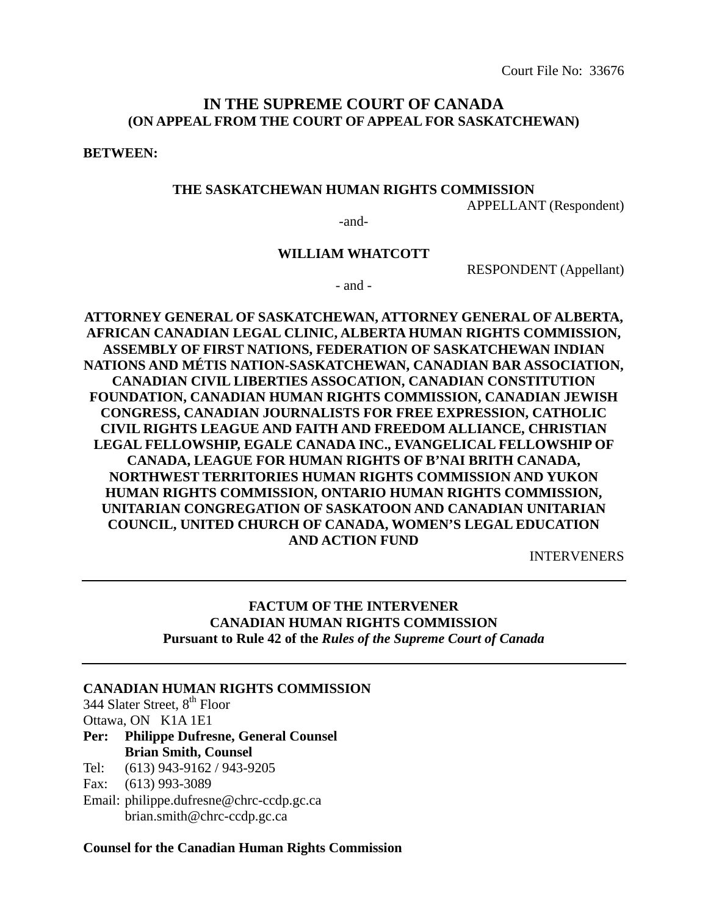Court File No: 33676

# IN THE SUPREME COURT OF CANADA
**(ON APPEAL FROM THE COURT OF APPEAL FOR SASKATCHEWAN)**

**BETWEEN:**

**THE SASKATCHEWAN HUMAN RIGHTS COMMISSION**

APPELLANT (Respondent)

-and-

**WILLIAM WHATCOTT**

RESPONDENT (Appellant)

- and -

**ATTORNEY GENERAL OF SASKATCHEWAN, ATTORNEY GENERAL OF ALBERTA, AFRICAN CANADIAN LEGAL CLINIC, ALBERTA HUMAN RIGHTS COMMISSION, ASSEMBLY OF FIRST NATIONS, FEDERATION OF SASKATCHEWAN INDIAN NATIONS AND MÉTIS NATION-SASKATCHEWAN, CANADIAN BAR ASSOCIATION, CANADIAN CIVIL LIBERTIES ASSOCATION, CANADIAN CONSTITUTION FOUNDATION, CANADIAN HUMAN RIGHTS COMMISSION, CANADIAN JEWISH CONGRESS, CANADIAN JOURNALISTS FOR FREE EXPRESSION, CATHOLIC CIVIL RIGHTS LEAGUE AND FAITH AND FREEDOM ALLIANCE, CHRISTIAN LEGAL FELLOWSHIP, EGALE CANADA INC., EVANGELICAL FELLOWSHIP OF CANADA, LEAGUE FOR HUMAN RIGHTS OF B'NAI BRITH CANADA, NORTHWEST TERRITORIES HUMAN RIGHTS COMMISSION AND YUKON HUMAN RIGHTS COMMISSION, ONTARIO HUMAN RIGHTS COMMISSION, UNITARIAN CONGREGATION OF SASKATOON AND CANADIAN UNITARIAN COUNCIL, UNITED CHURCH OF CANADA, WOMEN'S LEGAL EDUCATION AND ACTION FUND**

INTERVENERS

---

## FACTUM OF THE INTERVENER
## CANADIAN HUMAN RIGHTS COMMISSION
**Pursuant to Rule 42 of the *Rules of the Supreme Court of Canada***

---

**CANADIAN HUMAN RIGHTS COMMISSION**
344 Slater Street, 8th Floor
Ottawa, ON K1A 1E1

**Per: Philippe Dufresne, General Counsel**
**Brian Smith, Counsel**

Tel: (613) 943-9162 / 943-9205
Fax: (613) 993-3089
Email: philippe.dufresne@chrc-ccdp.gc.ca
brian.smith@chrc-ccdp.gc.ca

**Counsel for the Canadian Human Rights Commission**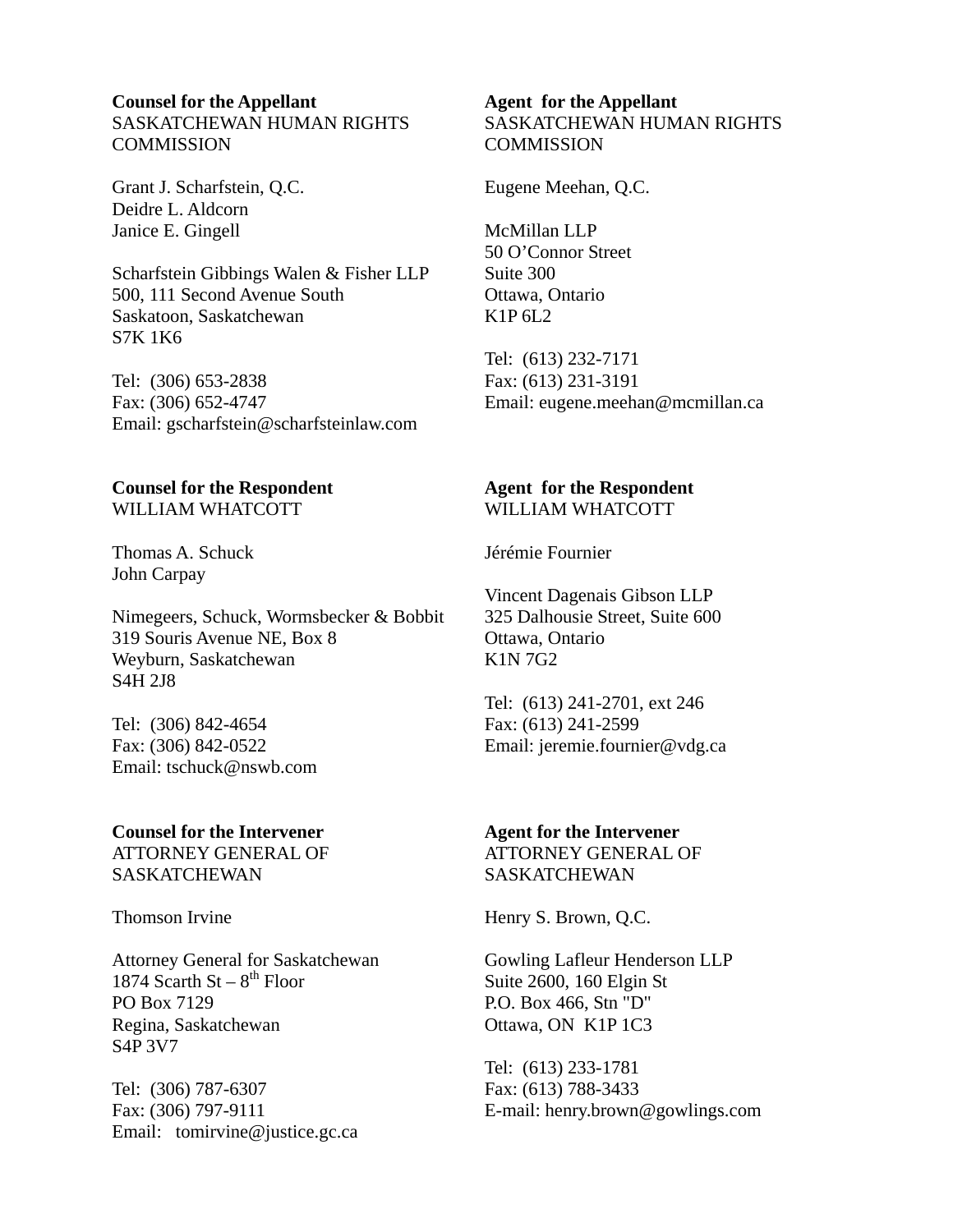**Counsel for the Appellant**
SASKATCHEWAN HUMAN RIGHTS COMMISSION

Grant J. Scharfstein, Q.C.
Deidre L. Aldcorn
Janice E. Gingell

Scharfstein Gibbings Walen & Fisher LLP
500, 111 Second Avenue South
Saskatoon, Saskatchewan
S7K 1K6

Tel: (306) 653-2838
Fax: (306) 652-4747
Email: gscharfstein@scharfsteinlaw.com

**Agent for the Appellant**
SASKATCHEWAN HUMAN RIGHTS COMMISSION

Eugene Meehan, Q.C.

McMillan LLP
50 O'Connor Street
Suite 300
Ottawa, Ontario
K1P 6L2

Tel: (613) 232-7171
Fax: (613) 231-3191
Email: eugene.meehan@mcmillan.ca

**Counsel for the Respondent**
WILLIAM WHATCOTT

Thomas A. Schuck
John Carpay

Nimegeers, Schuck, Wormsbecker & Bobbit
319 Souris Avenue NE, Box 8
Weyburn, Saskatchewan
S4H 2J8

Tel: (306) 842-4654
Fax: (306) 842-0522
Email: tschuck@nswb.com

**Agent for the Respondent**
WILLIAM WHATCOTT

Jérémie Fournier

Vincent Dagenais Gibson LLP
325 Dalhousie Street, Suite 600
Ottawa, Ontario
K1N 7G2

Tel: (613) 241-2701, ext 246
Fax: (613) 241-2599
Email: jeremie.fournier@vdg.ca

**Counsel for the Intervener**
ATTORNEY GENERAL OF SASKATCHEWAN

Thomson Irvine

Attorney General for Saskatchewan
1874 Scarth St – 8th Floor
PO Box 7129
Regina, Saskatchewan
S4P 3V7

Tel: (306) 787-6307
Fax: (306) 797-9111
Email: tomirvine@justice.gc.ca

**Agent for the Intervener**
ATTORNEY GENERAL OF SASKATCHEWAN

Henry S. Brown, Q.C.

Gowling Lafleur Henderson LLP
Suite 2600, 160 Elgin St
P.O. Box 466, Stn "D"
Ottawa, ON K1P 1C3

Tel: (613) 233-1781
Fax: (613) 788-3433
E-mail: henry.brown@gowlings.com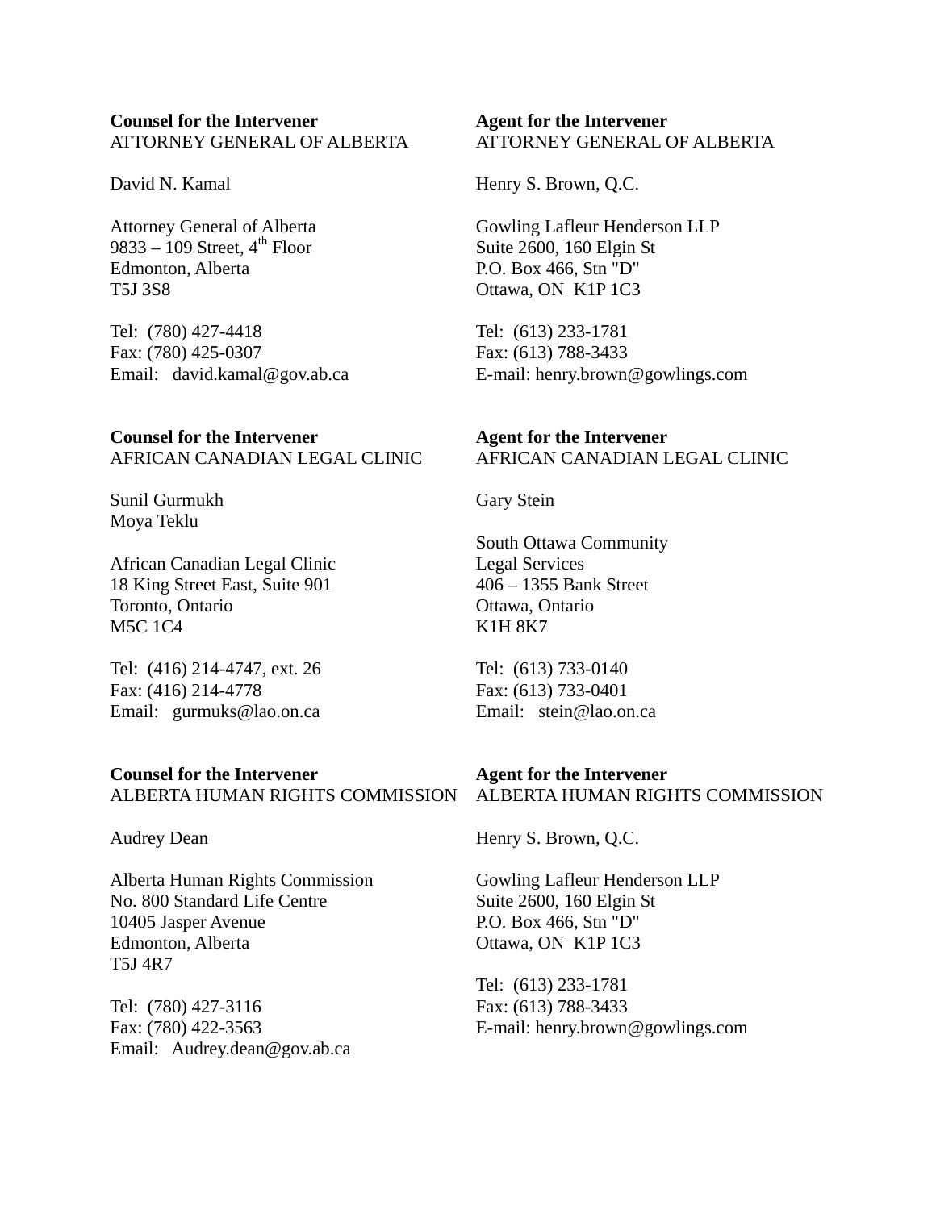**Counsel for the Intervener**
ATTORNEY GENERAL OF ALBERTA

David N. Kamal

Attorney General of Alberta
9833 – 109 Street, 4th Floor
Edmonton, Alberta
T5J 3S8

Tel: (780) 427-4418
Fax: (780) 425-0307
Email: david.kamal@gov.ab.ca

**Agent for the Intervener**
ATTORNEY GENERAL OF ALBERTA

Henry S. Brown, Q.C.

Gowling Lafleur Henderson LLP
Suite 2600, 160 Elgin St
P.O. Box 466, Stn "D"
Ottawa, ON K1P 1C3

Tel: (613) 233-1781
Fax: (613) 788-3433
E-mail: henry.brown@gowlings.com

**Counsel for the Intervener**
AFRICAN CANADIAN LEGAL CLINIC

Sunil Gurmukh
Moya Teklu

African Canadian Legal Clinic
18 King Street East, Suite 901
Toronto, Ontario
M5C 1C4

Tel: (416) 214-4747, ext. 26
Fax: (416) 214-4778
Email: gurmuks@lao.on.ca

**Agent for the Intervener**
AFRICAN CANADIAN LEGAL CLINIC

Gary Stein

South Ottawa Community
Legal Services
406 – 1355 Bank Street
Ottawa, Ontario
K1H 8K7

Tel: (613) 733-0140
Fax: (613) 733-0401
Email: stein@lao.on.ca

**Counsel for the Intervener**
ALBERTA HUMAN RIGHTS COMMISSION

Audrey Dean

Alberta Human Rights Commission
No. 800 Standard Life Centre
10405 Jasper Avenue
Edmonton, Alberta
T5J 4R7

Tel: (780) 427-3116
Fax: (780) 422-3563
Email: Audrey.dean@gov.ab.ca

**Agent for the Intervener**
ALBERTA HUMAN RIGHTS COMMISSION

Henry S. Brown, Q.C.

Gowling Lafleur Henderson LLP
Suite 2600, 160 Elgin St
P.O. Box 466, Stn "D"
Ottawa, ON K1P 1C3

Tel: (613) 233-1781
Fax: (613) 788-3433
E-mail: henry.brown@gowlings.com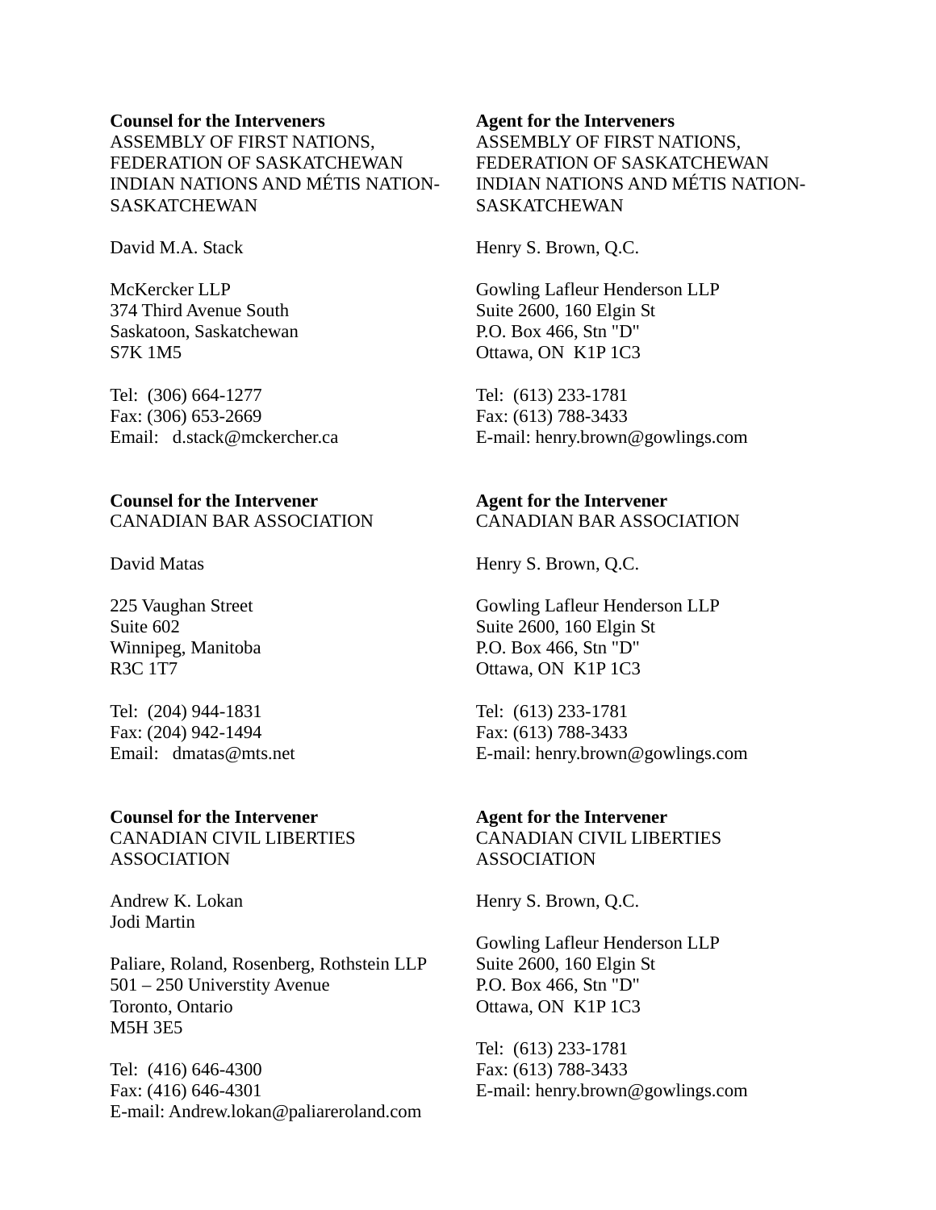**Counsel for the Interveners**
ASSEMBLY OF FIRST NATIONS, FEDERATION OF SASKATCHEWAN INDIAN NATIONS AND MÉTIS NATION-SASKATCHEWAN

David M.A. Stack

McKercker LLP
374 Third Avenue South
Saskatoon, Saskatchewan
S7K 1M5

Tel: (306) 664-1277
Fax: (306) 653-2669
Email: d.stack@mckercher.ca

**Agent for the Interveners**
ASSEMBLY OF FIRST NATIONS, FEDERATION OF SASKATCHEWAN INDIAN NATIONS AND MÉTIS NATION-SASKATCHEWAN

Henry S. Brown, Q.C.

Gowling Lafleur Henderson LLP
Suite 2600, 160 Elgin St
P.O. Box 466, Stn "D"
Ottawa, ON K1P 1C3

Tel: (613) 233-1781
Fax: (613) 788-3433
E-mail: henry.brown@gowlings.com

**Counsel for the Intervener**
CANADIAN BAR ASSOCIATION

David Matas

225 Vaughan Street
Suite 602
Winnipeg, Manitoba
R3C 1T7

Tel: (204) 944-1831
Fax: (204) 942-1494
Email: dmatas@mts.net

**Agent for the Intervener**
CANADIAN BAR ASSOCIATION

Henry S. Brown, Q.C.

Gowling Lafleur Henderson LLP
Suite 2600, 160 Elgin St
P.O. Box 466, Stn "D"
Ottawa, ON K1P 1C3

Tel: (613) 233-1781
Fax: (613) 788-3433
E-mail: henry.brown@gowlings.com

**Counsel for the Intervener**
CANADIAN CIVIL LIBERTIES ASSOCIATION

Andrew K. Lokan
Jodi Martin

Paliare, Roland, Rosenberg, Rothstein LLP
501 – 250 Universtity Avenue
Toronto, Ontario
M5H 3E5

Tel: (416) 646-4300
Fax: (416) 646-4301
E-mail: Andrew.lokan@paliareroland.com

**Agent for the Intervener**
CANADIAN CIVIL LIBERTIES ASSOCIATION

Henry S. Brown, Q.C.

Gowling Lafleur Henderson LLP
Suite 2600, 160 Elgin St
P.O. Box 466, Stn "D"
Ottawa, ON K1P 1C3

Tel: (613) 233-1781
Fax: (613) 788-3433
E-mail: henry.brown@gowlings.com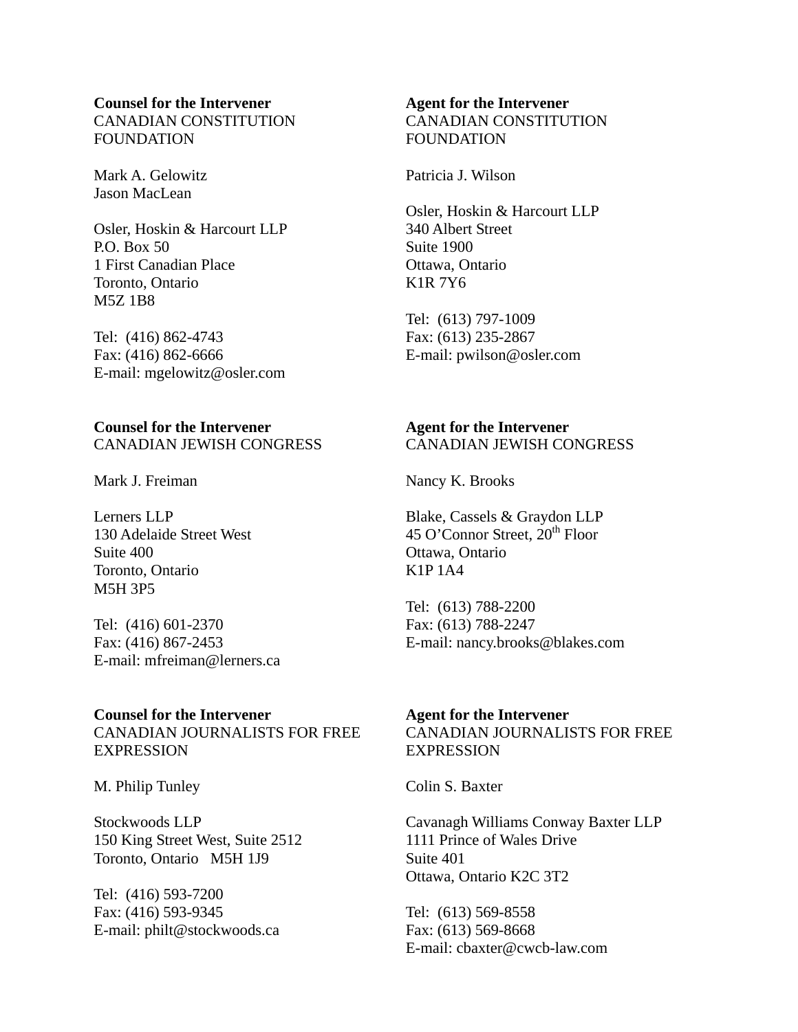**Counsel for the Intervener**
CANADIAN CONSTITUTION FOUNDATION

Mark A. Gelowitz
Jason MacLean

Osler, Hoskin & Harcourt LLP
P.O. Box 50
1 First Canadian Place
Toronto, Ontario
M5Z 1B8

Tel: (416) 862-4743
Fax: (416) 862-6666
E-mail: mgelowitz@osler.com

**Agent for the Intervener**
CANADIAN CONSTITUTION FOUNDATION

Patricia J. Wilson

Osler, Hoskin & Harcourt LLP
340 Albert Street
Suite 1900
Ottawa, Ontario
K1R 7Y6

Tel: (613) 797-1009
Fax: (613) 235-2867
E-mail: pwilson@osler.com

**Counsel for the Intervener**
CANADIAN JEWISH CONGRESS

Mark J. Freiman

Lerners LLP
130 Adelaide Street West
Suite 400
Toronto, Ontario
M5H 3P5

Tel: (416) 601-2370
Fax: (416) 867-2453
E-mail: mfreiman@lerners.ca

**Agent for the Intervener**
CANADIAN JEWISH CONGRESS

Nancy K. Brooks

Blake, Cassels & Graydon LLP
45 O'Connor Street, 20th Floor
Ottawa, Ontario
K1P 1A4

Tel: (613) 788-2200
Fax: (613) 788-2247
E-mail: nancy.brooks@blakes.com

**Counsel for the Intervener**
CANADIAN JOURNALISTS FOR FREE EXPRESSION

M. Philip Tunley

Stockwoods LLP
150 King Street West, Suite 2512
Toronto, Ontario M5H 1J9

Tel: (416) 593-7200
Fax: (416) 593-9345
E-mail: philt@stockwoods.ca

**Agent for the Intervener**
CANADIAN JOURNALISTS FOR FREE EXPRESSION

Colin S. Baxter

Cavanagh Williams Conway Baxter LLP
1111 Prince of Wales Drive
Suite 401
Ottawa, Ontario K2C 3T2

Tel: (613) 569-8558
Fax: (613) 569-8668
E-mail: cbaxter@cwcb-law.com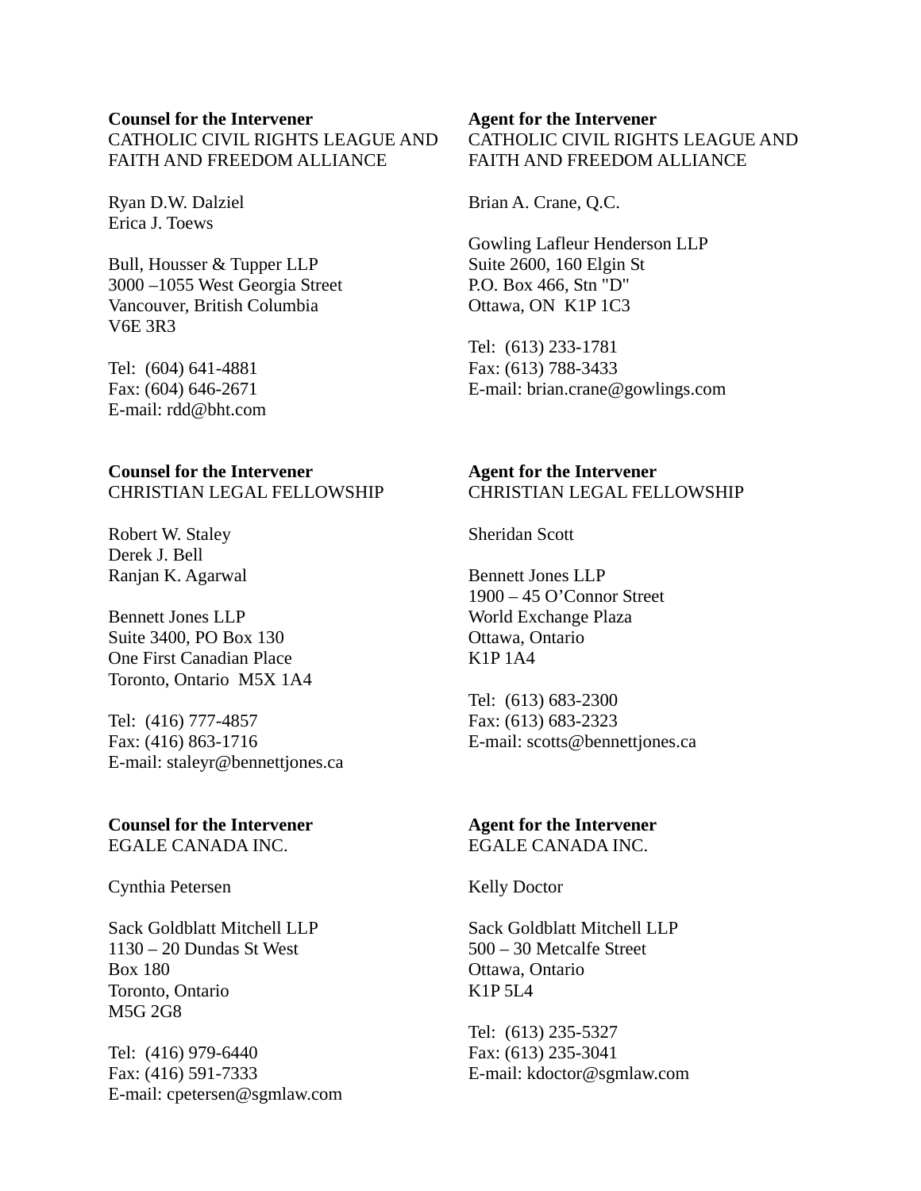**Counsel for the Intervener**
CATHOLIC CIVIL RIGHTS LEAGUE AND FAITH AND FREEDOM ALLIANCE

Ryan D.W. Dalziel
Erica J. Toews

Bull, Housser & Tupper LLP
3000 –1055 West Georgia Street
Vancouver, British Columbia
V6E 3R3

Tel: (604) 641-4881
Fax: (604) 646-2671
E-mail: rdd@bht.com

**Agent for the Intervener**
CATHOLIC CIVIL RIGHTS LEAGUE AND FAITH AND FREEDOM ALLIANCE

Brian A. Crane, Q.C.

Gowling Lafleur Henderson LLP
Suite 2600, 160 Elgin St
P.O. Box 466, Stn "D"
Ottawa, ON K1P 1C3

Tel: (613) 233-1781
Fax: (613) 788-3433
E-mail: brian.crane@gowlings.com

**Counsel for the Intervener**
CHRISTIAN LEGAL FELLOWSHIP

Robert W. Staley
Derek J. Bell
Ranjan K. Agarwal

Bennett Jones LLP
Suite 3400, PO Box 130
One First Canadian Place
Toronto, Ontario M5X 1A4

Tel: (416) 777-4857
Fax: (416) 863-1716
E-mail: staleyr@bennettjones.ca

**Agent for the Intervener**
CHRISTIAN LEGAL FELLOWSHIP

Sheridan Scott

Bennett Jones LLP
1900 – 45 O'Connor Street
World Exchange Plaza
Ottawa, Ontario
K1P 1A4

Tel: (613) 683-2300
Fax: (613) 683-2323
E-mail: scotts@bennettjones.ca

**Counsel for the Intervener**
EGALE CANADA INC.

Cynthia Petersen

Sack Goldblatt Mitchell LLP
1130 – 20 Dundas St West
Box 180
Toronto, Ontario
M5G 2G8

Tel: (416) 979-6440
Fax: (416) 591-7333
E-mail: cpetersen@sgmlaw.com

**Agent for the Intervener**
EGALE CANADA INC.

Kelly Doctor

Sack Goldblatt Mitchell LLP
500 – 30 Metcalfe Street
Ottawa, Ontario
K1P 5L4

Tel: (613) 235-5327
Fax: (613) 235-3041
E-mail: kdoctor@sgmlaw.com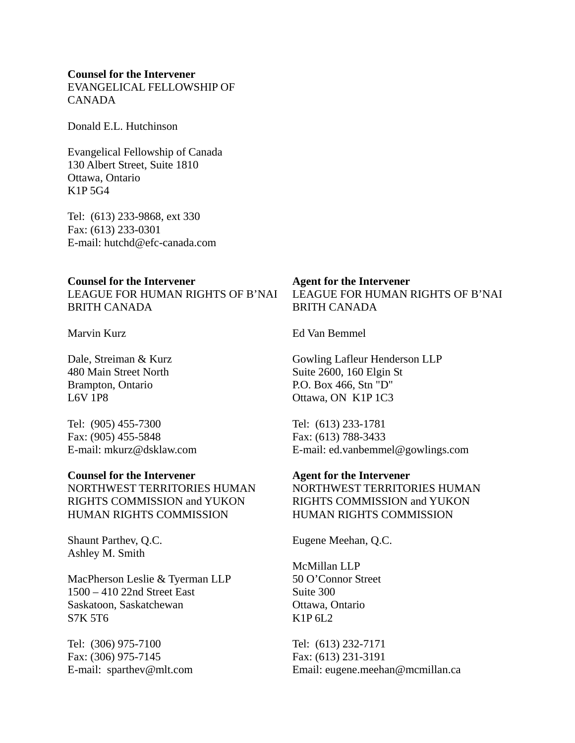**Counsel for the Intervener**
EVANGELICAL FELLOWSHIP OF CANADA

Donald E.L. Hutchinson

Evangelical Fellowship of Canada
130 Albert Street, Suite 1810
Ottawa, Ontario
K1P 5G4

Tel: (613) 233-9868, ext 330
Fax: (613) 233-0301
E-mail: hutchd@efc-canada.com

**Counsel for the Intervener**
LEAGUE FOR HUMAN RIGHTS OF B'NAI BRITH CANADA

Marvin Kurz

Dale, Streiman & Kurz
480 Main Street North
Brampton, Ontario
L6V 1P8

Tel: (905) 455-7300
Fax: (905) 455-5848
E-mail: mkurz@dsklaw.com

**Agent for the Intervener**
LEAGUE FOR HUMAN RIGHTS OF B'NAI BRITH CANADA

Ed Van Bemmel

Gowling Lafleur Henderson LLP
Suite 2600, 160 Elgin St
P.O. Box 466, Stn "D"
Ottawa, ON K1P 1C3

Tel: (613) 233-1781
Fax: (613) 788-3433
E-mail: ed.vanbemmel@gowlings.com

**Counsel for the Intervener**
NORTHWEST TERRITORIES HUMAN RIGHTS COMMISSION and YUKON HUMAN RIGHTS COMMISSION

Shaunt Parthev, Q.C.
Ashley M. Smith

MacPherson Leslie & Tyerman LLP
1500 – 410 22nd Street East
Saskatoon, Saskatchewan
S7K 5T6

Tel: (306) 975-7100
Fax: (306) 975-7145
E-mail: sparthev@mlt.com

**Agent for the Intervener**
NORTHWEST TERRITORIES HUMAN RIGHTS COMMISSION and YUKON HUMAN RIGHTS COMMISSION

Eugene Meehan, Q.C.

McMillan LLP
50 O'Connor Street
Suite 300
Ottawa, Ontario
K1P 6L2

Tel: (613) 232-7171
Fax: (613) 231-3191
Email: eugene.meehan@mcmillan.ca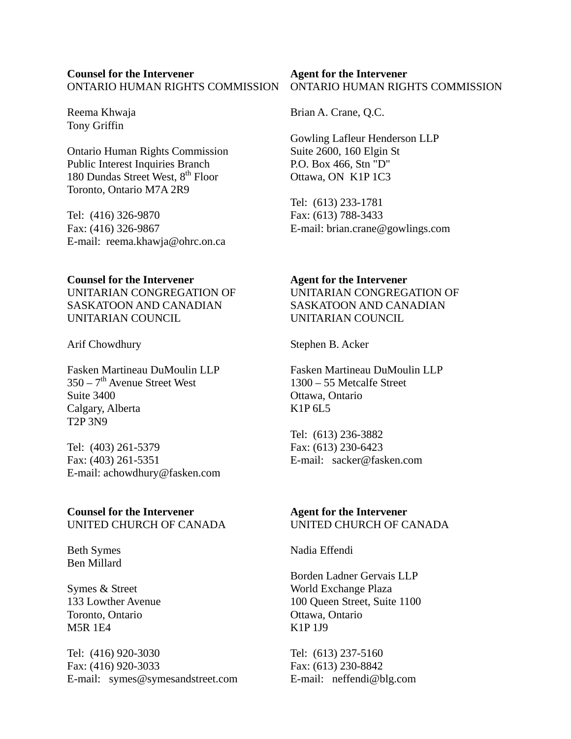**Counsel for the Intervener**
ONTARIO HUMAN RIGHTS COMMISSION

Reema Khwaja
Tony Griffin

Ontario Human Rights Commission
Public Interest Inquiries Branch
180 Dundas Street West, 8th Floor
Toronto, Ontario M7A 2R9

Tel: (416) 326-9870
Fax: (416) 326-9867
E-mail: reema.khawja@ohrc.on.ca

**Agent for the Intervener**
ONTARIO HUMAN RIGHTS COMMISSION

Brian A. Crane, Q.C.

Gowling Lafleur Henderson LLP
Suite 2600, 160 Elgin St
P.O. Box 466, Stn "D"
Ottawa, ON K1P 1C3

Tel: (613) 233-1781
Fax: (613) 788-3433
E-mail: brian.crane@gowlings.com

**Counsel for the Intervener**
UNITARIAN CONGREGATION OF SASKATOON AND CANADIAN UNITARIAN COUNCIL

Arif Chowdhury

Fasken Martineau DuMoulin LLP
350 – 7th Avenue Street West
Suite 3400
Calgary, Alberta
T2P 3N9

Tel: (403) 261-5379
Fax: (403) 261-5351
E-mail: achowdhury@fasken.com

**Agent for the Intervener**
UNITARIAN CONGREGATION OF SASKATOON AND CANADIAN UNITARIAN COUNCIL

Stephen B. Acker

Fasken Martineau DuMoulin LLP
1300 – 55 Metcalfe Street
Ottawa, Ontario
K1P 6L5

Tel: (613) 236-3882
Fax: (613) 230-6423
E-mail: sacker@fasken.com

**Counsel for the Intervener**
UNITED CHURCH OF CANADA

Beth Symes
Ben Millard

Symes & Street
133 Lowther Avenue
Toronto, Ontario
M5R 1E4

Tel: (416) 920-3030
Fax: (416) 920-3033
E-mail: symes@symesandstreet.com

**Agent for the Intervener**
UNITED CHURCH OF CANADA

Nadia Effendi

Borden Ladner Gervais LLP
World Exchange Plaza
100 Queen Street, Suite 1100
Ottawa, Ontario
K1P 1J9

Tel: (613) 237-5160
Fax: (613) 230-8842
E-mail: neffendi@blg.com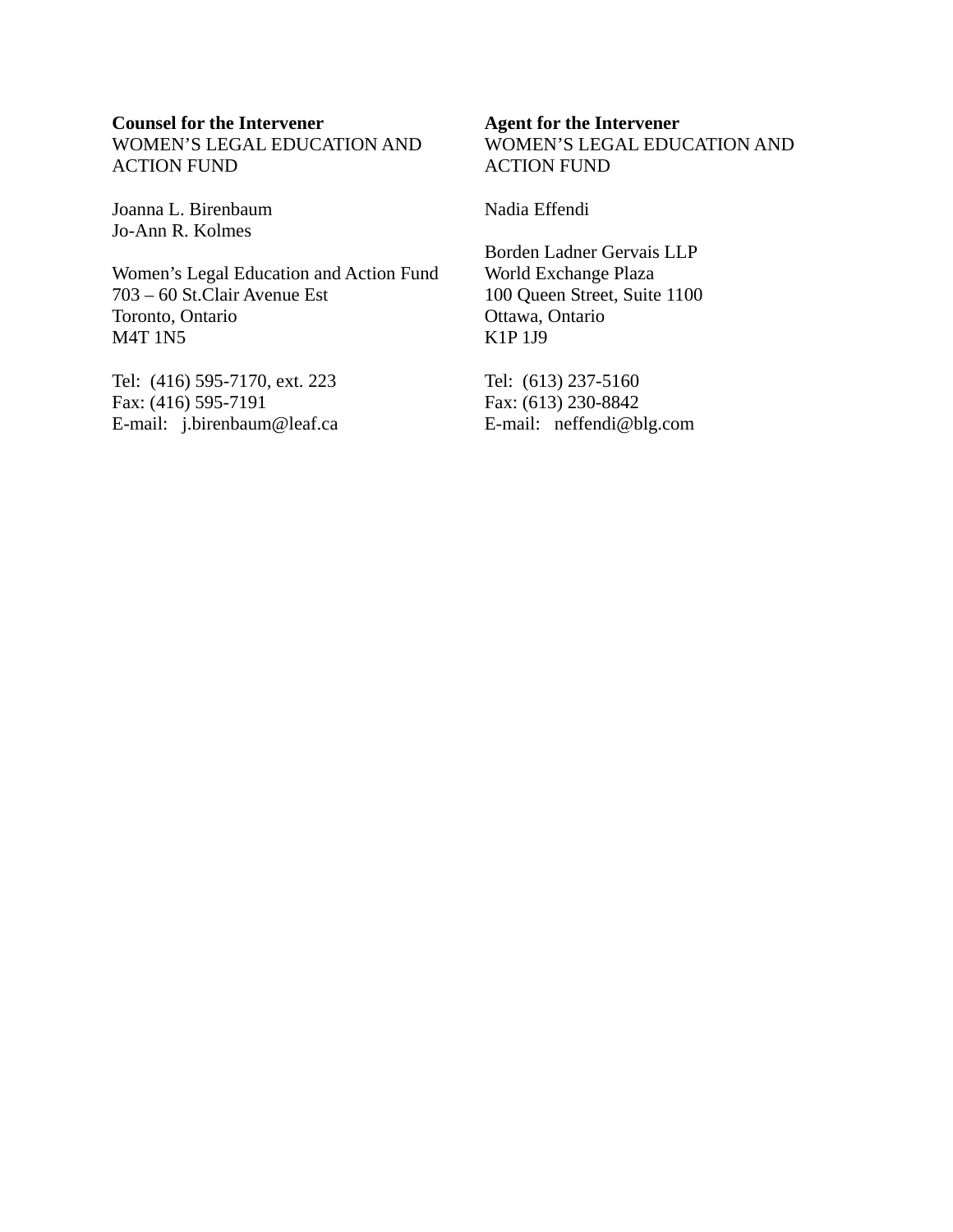**Counsel for the Intervener**
WOMEN’S LEGAL EDUCATION AND ACTION FUND

Joanna L. Birenbaum
Jo-Ann R. Kolmes

Women’s Legal Education and Action Fund
703 – 60 St.Clair Avenue Est
Toronto, Ontario
M4T 1N5

Tel: (416) 595-7170, ext. 223
Fax: (416) 595-7191
E-mail: j.birenbaum@leaf.ca

**Agent for the Intervener**
WOMEN’S LEGAL EDUCATION AND ACTION FUND

Nadia Effendi

Borden Ladner Gervais LLP
World Exchange Plaza
100 Queen Street, Suite 1100
Ottawa, Ontario
K1P 1J9

Tel: (613) 237-5160
Fax: (613) 230-8842
E-mail: neffendi@blg.com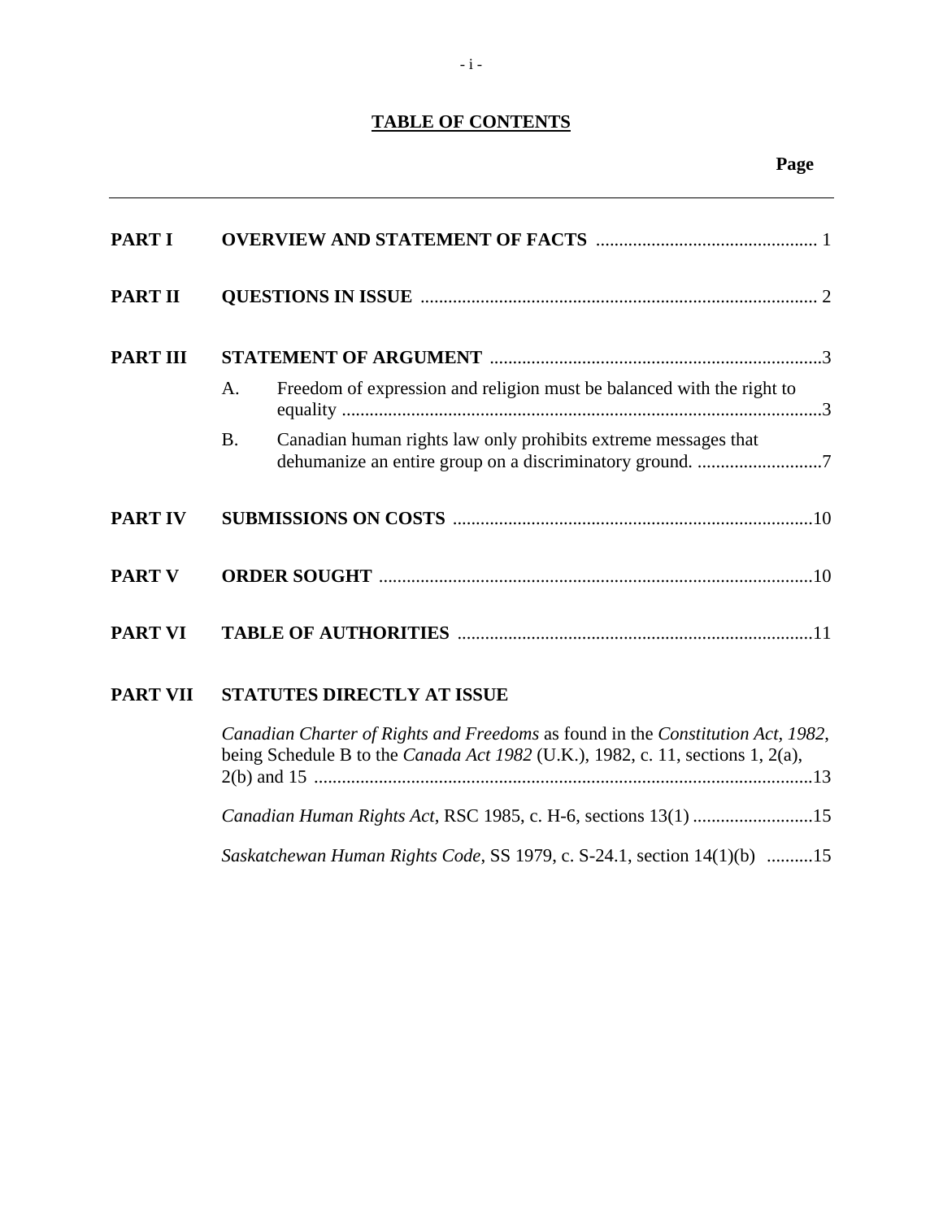# TABLE OF CONTENTS

| | | Page |
|---|---|---|
| **PART I** | **OVERVIEW AND STATEMENT OF FACTS** | 1 |
| **PART II** | **QUESTIONS IN ISSUE** | 2 |
| **PART III** | **STATEMENT OF ARGUMENT** | 3 |
| | A. Freedom of expression and religion must be balanced with the right to equality | 3 |
| | B. Canadian human rights law only prohibits extreme messages that dehumanize an entire group on a discriminatory ground. | 7 |
| **PART IV** | **SUBMISSIONS ON COSTS** | 10 |
| **PART V** | **ORDER SOUGHT** | 10 |
| **PART VI** | **TABLE OF AUTHORITIES** | 11 |
| **PART VII** | **STATUTES DIRECTLY AT ISSUE** | |
| | *Canadian Charter of Rights and Freedoms* as found in the *Constitution Act, 1982*, being Schedule B to the *Canada Act 1982* (U.K.), 1982, c. 11, sections 1, 2(a), 2(b) and 15 | 13 |
| | *Canadian Human Rights Act*, RSC 1985, c. H-6, sections 13(1) | 15 |
| | *Saskatchewan Human Rights Code*, SS 1979, c. S-24.1, section 14(1)(b) | 15 |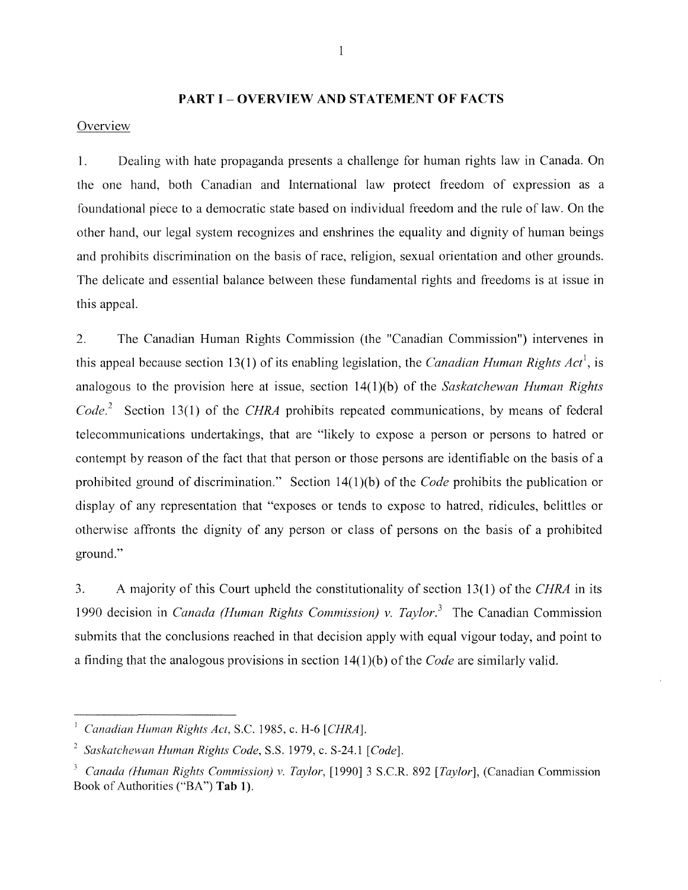## PART I – OVERVIEW AND STATEMENT OF FACTS

Overview

1. Dealing with hate propaganda presents a challenge for human rights law in Canada. On the one hand, both Canadian and International law protect freedom of expression as a foundational piece to a democratic state based on individual freedom and the rule of law. On the other hand, our legal system recognizes and enshrines the equality and dignity of human beings and prohibits discrimination on the basis of race, religion, sexual orientation and other grounds. The delicate and essential balance between these fundamental rights and freedoms is at issue in this appeal.

2. The Canadian Human Rights Commission (the "Canadian Commission") intervenes in this appeal because section 13(1) of its enabling legislation, the *Canadian Human Rights Act*[1], is analogous to the provision here at issue, section 14(1)(b) of the *Saskatchewan Human Rights Code.*[2] Section 13(1) of the *CHRA* prohibits repeated communications, by means of federal telecommunications undertakings, that are "likely to expose a person or persons to hatred or contempt by reason of the fact that that person or those persons are identifiable on the basis of a prohibited ground of discrimination." Section 14(1)(b) of the *Code* prohibits the publication or display of any representation that "exposes or tends to expose to hatred, ridicules, belittles or otherwise affronts the dignity of any person or class of persons on the basis of a prohibited ground."

3. A majority of this Court upheld the constitutionality of section 13(1) of the *CHRA* in its 1990 decision in *Canada (Human Rights Commission) v. Taylor.*[3] The Canadian Commission submits that the conclusions reached in that decision apply with equal vigour today, and point to a finding that the analogous provisions in section 14(1)(b) of the *Code* are similarly valid.

---

[1] *Canadian Human Rights Act*, S.C. 1985, c. H-6 [*CHRA*].

[2] *Saskatchewan Human Rights Code*, S.S. 1979, c. S-24.1 [*Code*].

[3] *Canada (Human Rights Commission) v. Taylor*, [1990] 3 S.C.R. 892 [*Taylor*], (Canadian Commission Book of Authorities ("BA") **Tab 1**).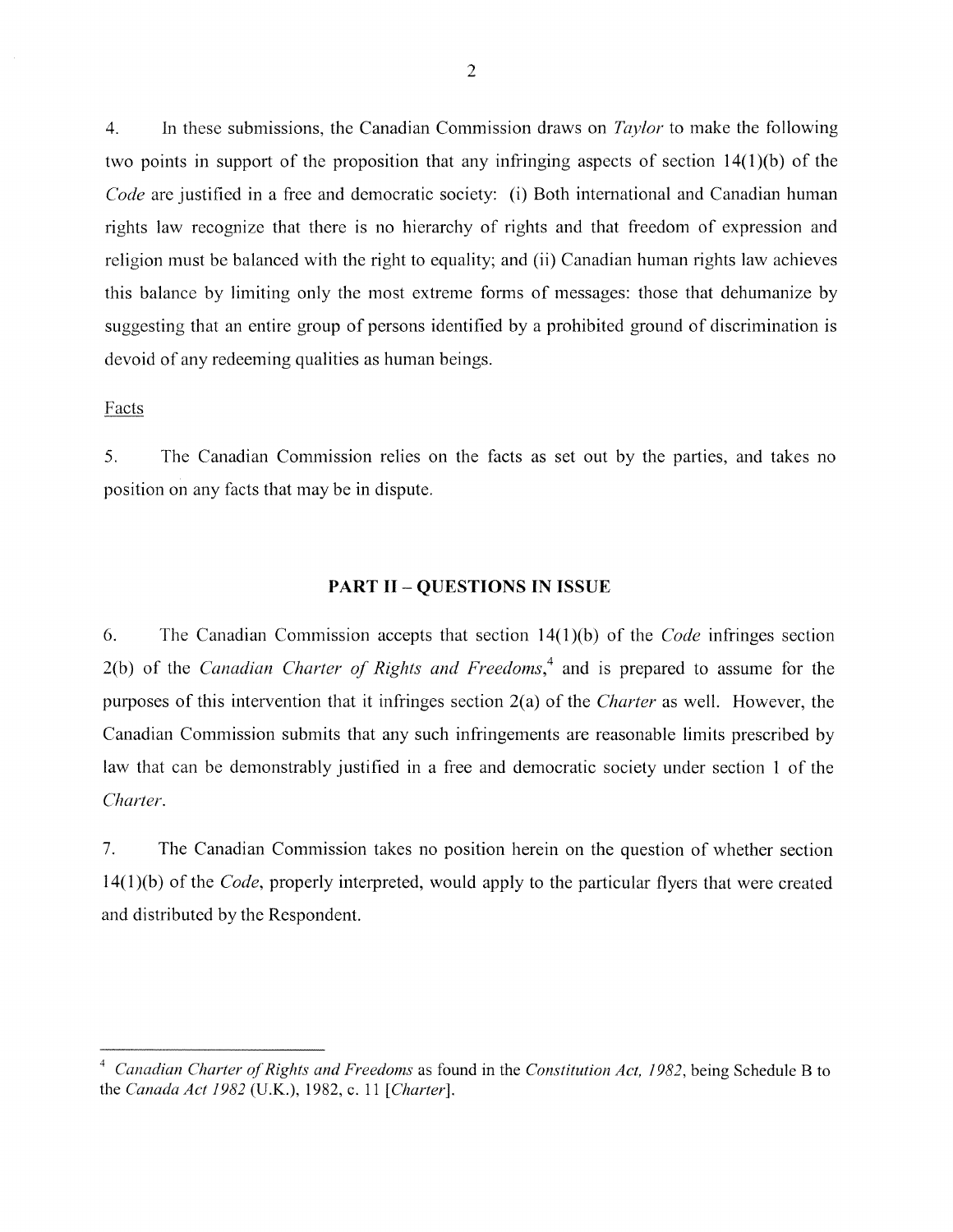4. In these submissions, the Canadian Commission draws on *Taylor* to make the following two points in support of the proposition that any infringing aspects of section 14(1)(b) of the *Code* are justified in a free and democratic society: (i) Both international and Canadian human rights law recognize that there is no hierarchy of rights and that freedom of expression and religion must be balanced with the right to equality; and (ii) Canadian human rights law achieves this balance by limiting only the most extreme forms of messages: those that dehumanize by suggesting that an entire group of persons identified by a prohibited ground of discrimination is devoid of any redeeming qualities as human beings.

Facts

5. The Canadian Commission relies on the facts as set out by the parties, and takes no position on any facts that may be in dispute.

## PART II – QUESTIONS IN ISSUE

6. The Canadian Commission accepts that section 14(1)(b) of the *Code* infringes section 2(b) of the *Canadian Charter of Rights and Freedoms*,[4] and is prepared to assume for the purposes of this intervention that it infringes section 2(a) of the *Charter* as well. However, the Canadian Commission submits that any such infringements are reasonable limits prescribed by law that can be demonstrably justified in a free and democratic society under section 1 of the *Charter*.

7. The Canadian Commission takes no position herein on the question of whether section 14(1)(b) of the *Code*, properly interpreted, would apply to the particular flyers that were created and distributed by the Respondent.

---

[4] *Canadian Charter of Rights and Freedoms* as found in the *Constitution Act, 1982*, being Schedule B to the *Canada Act 1982* (U.K.), 1982, c. 11 [*Charter*].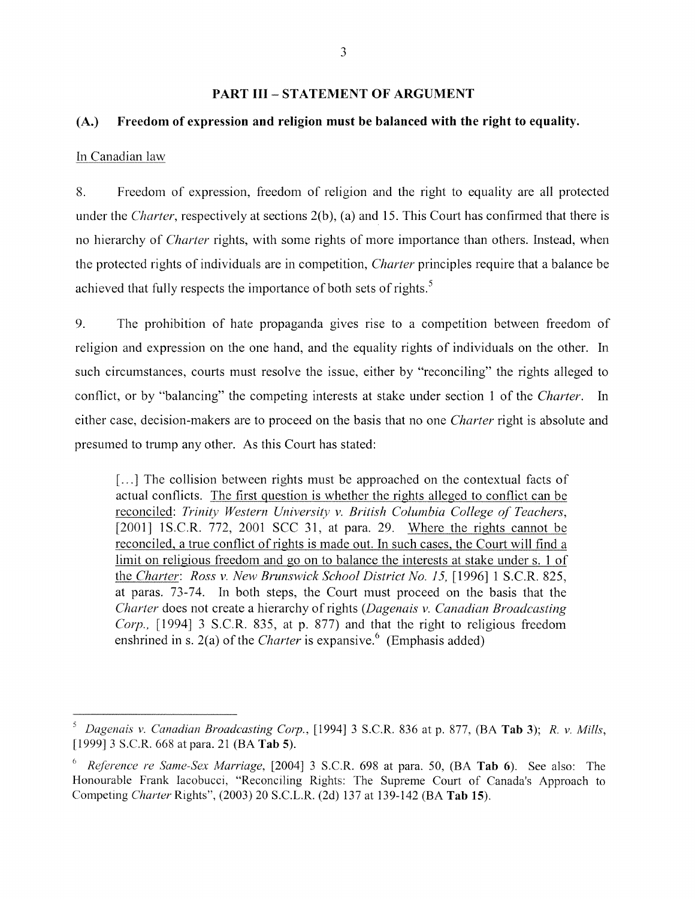## PART III – STATEMENT OF ARGUMENT

### (A.) Freedom of expression and religion must be balanced with the right to equality.

In Canadian law

8. Freedom of expression, freedom of religion and the right to equality are all protected under the *Charter*, respectively at sections 2(b), (a) and 15. This Court has confirmed that there is no hierarchy of *Charter* rights, with some rights of more importance than others. Instead, when the protected rights of individuals are in competition, *Charter* principles require that a balance be achieved that fully respects the importance of both sets of rights.[5]

9. The prohibition of hate propaganda gives rise to a competition between freedom of religion and expression on the one hand, and the equality rights of individuals on the other. In such circumstances, courts must resolve the issue, either by "reconciling" the rights alleged to conflict, or by "balancing" the competing interests at stake under section 1 of the *Charter*. In either case, decision-makers are to proceed on the basis that no one *Charter* right is absolute and presumed to trump any other. As this Court has stated:

> [...] The collision between rights must be approached on the contextual facts of actual conflicts. <u>The first question is whether the rights alleged to conflict can be reconciled</u>: *Trinity Western University v. British Columbia College of Teachers*, [2001] 1S.C.R. 772, 2001 SCC 31, at para. 29. <u>Where the rights cannot be reconciled, a true conflict of rights is made out. In such cases, the Court will find a limit on religious freedom and go on to balance the interests at stake under s. 1 of the *Charter*</u>: *Ross v. New Brunswick School District No. 15*, [1996] 1 S.C.R. 825, at paras. 73-74. In both steps, the Court must proceed on the basis that the *Charter* does not create a hierarchy of rights (*Dagenais v. Canadian Broadcasting Corp.*, [1994] 3 S.C.R. 835, at p. 877) and that the right to religious freedom enshrined in s. 2(a) of the *Charter* is expansive.[6] (Emphasis added)

---

[5] *Dagenais v. Canadian Broadcasting Corp.*, [1994] 3 S.C.R. 836 at p. 877, (BA **Tab 3**); *R. v. Mills*, [1999] 3 S.C.R. 668 at para. 21 (BA **Tab 5**).

[6] *Reference re Same-Sex Marriage*, [2004] 3 S.C.R. 698 at para. 50, (BA **Tab 6**). See also: The Honourable Frank Iacobucci, "Reconciling Rights: The Supreme Court of Canada's Approach to Competing *Charter* Rights", (2003) 20 S.C.L.R. (2d) 137 at 139-142 (BA **Tab 15**).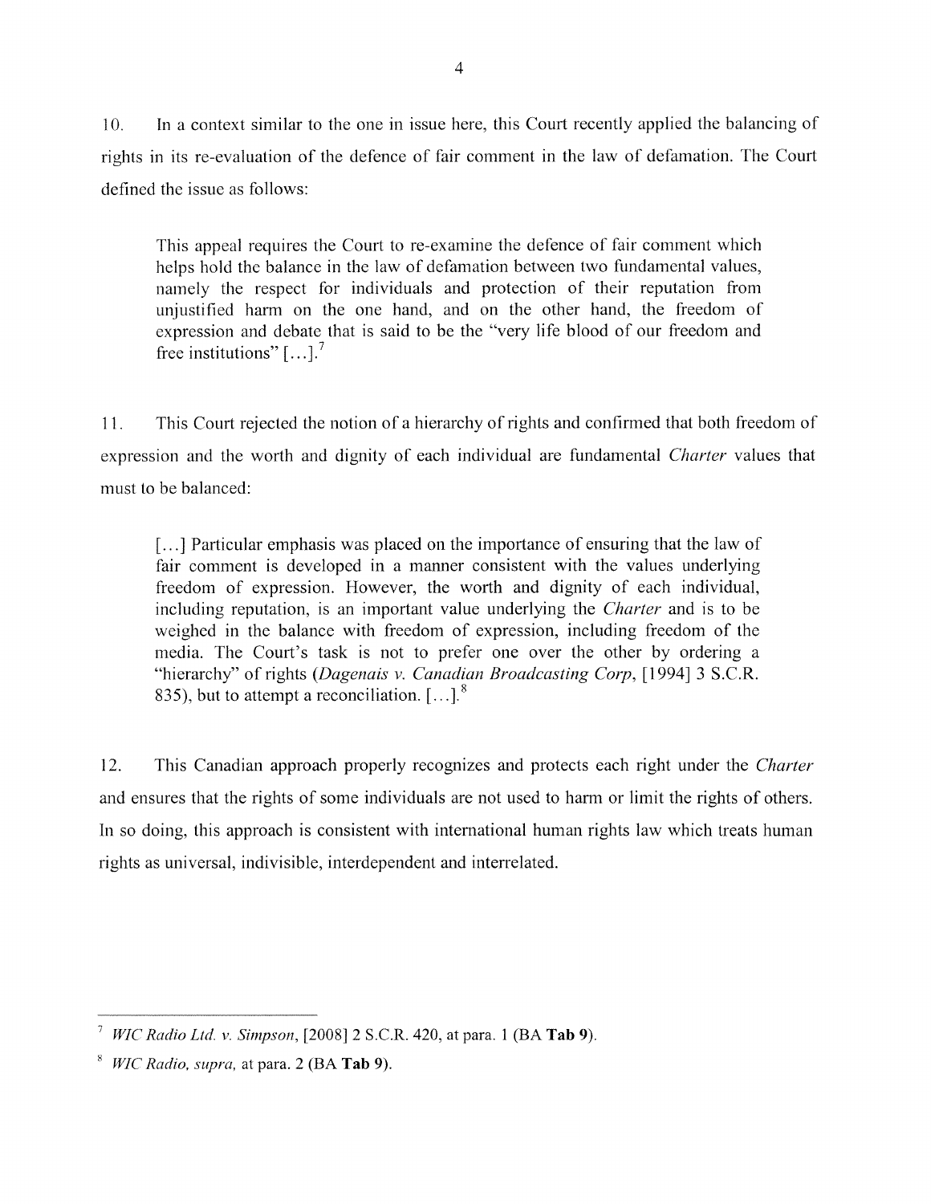10. In a context similar to the one in issue here, this Court recently applied the balancing of rights in its re-evaluation of the defence of fair comment in the law of defamation. The Court defined the issue as follows:

> This appeal requires the Court to re-examine the defence of fair comment which helps hold the balance in the law of defamation between two fundamental values, namely the respect for individuals and protection of their reputation from unjustified harm on the one hand, and on the other hand, the freedom of expression and debate that is said to be the "very life blood of our freedom and free institutions" [...].[7]

11. This Court rejected the notion of a hierarchy of rights and confirmed that both freedom of expression and the worth and dignity of each individual are fundamental *Charter* values that must to be balanced:

> [...] Particular emphasis was placed on the importance of ensuring that the law of fair comment is developed in a manner consistent with the values underlying freedom of expression. However, the worth and dignity of each individual, including reputation, is an important value underlying the *Charter* and is to be weighed in the balance with freedom of expression, including freedom of the media. The Court's task is not to prefer one over the other by ordering a "hierarchy" of rights (*Dagenais v. Canadian Broadcasting Corp*, [1994] 3 S.C.R. 835), but to attempt a reconciliation. [...].[8]

12. This Canadian approach properly recognizes and protects each right under the *Charter* and ensures that the rights of some individuals are not used to harm or limit the rights of others. In so doing, this approach is consistent with international human rights law which treats human rights as universal, indivisible, interdependent and interrelated.

---

[7] *WIC Radio Ltd. v. Simpson*, [2008] 2 S.C.R. 420, at para. 1 (BA **Tab 9**).

[8] *WIC Radio, supra,* at para. 2 (BA **Tab 9**).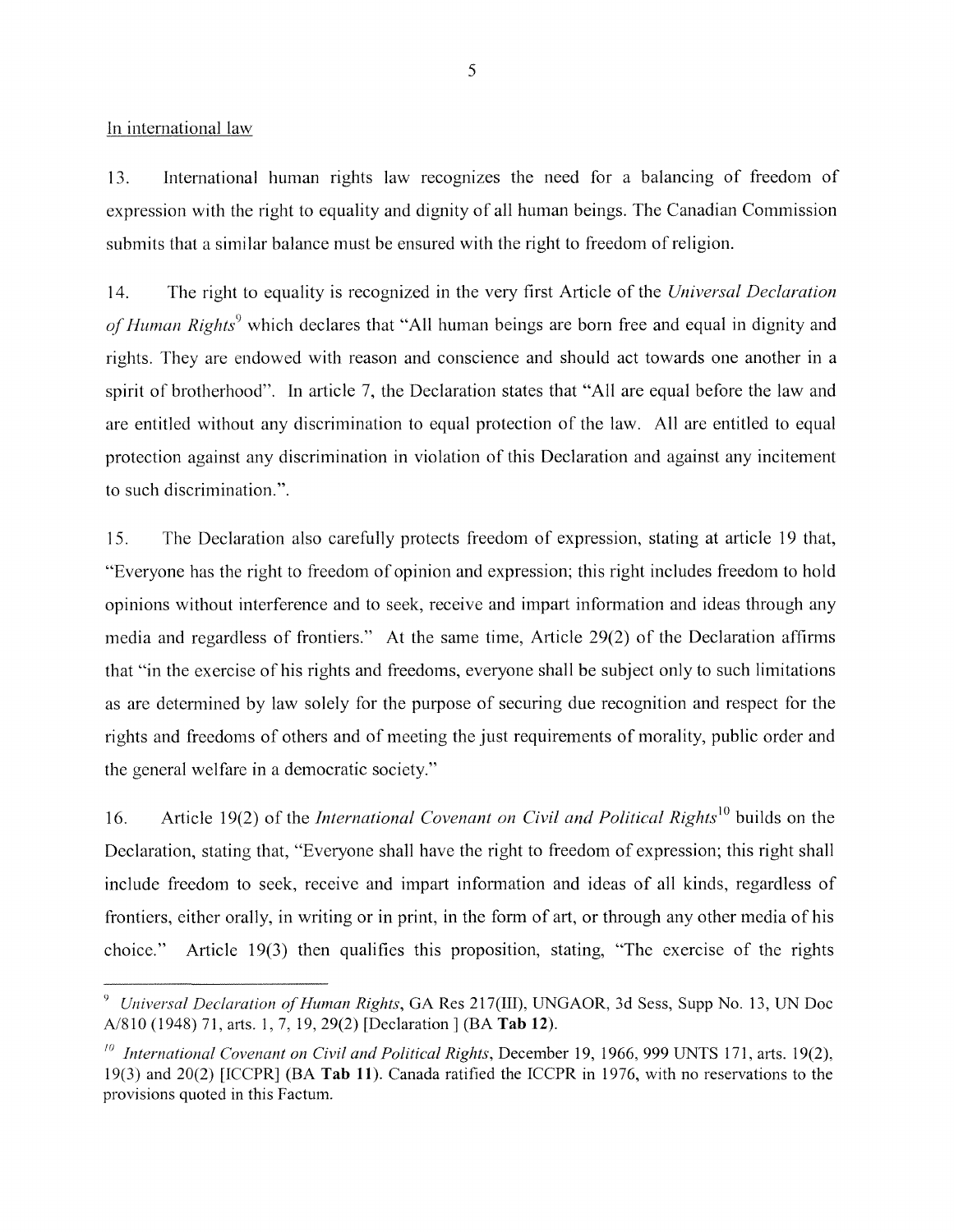In international law

13. International human rights law recognizes the need for a balancing of freedom of expression with the right to equality and dignity of all human beings. The Canadian Commission submits that a similar balance must be ensured with the right to freedom of religion.

14. The right to equality is recognized in the very first Article of the *Universal Declaration of Human Rights*[9] which declares that "All human beings are born free and equal in dignity and rights. They are endowed with reason and conscience and should act towards one another in a spirit of brotherhood". In article 7, the Declaration states that "All are equal before the law and are entitled without any discrimination to equal protection of the law. All are entitled to equal protection against any discrimination in violation of this Declaration and against any incitement to such discrimination.".

15. The Declaration also carefully protects freedom of expression, stating at article 19 that, "Everyone has the right to freedom of opinion and expression; this right includes freedom to hold opinions without interference and to seek, receive and impart information and ideas through any media and regardless of frontiers." At the same time, Article 29(2) of the Declaration affirms that "in the exercise of his rights and freedoms, everyone shall be subject only to such limitations as are determined by law solely for the purpose of securing due recognition and respect for the rights and freedoms of others and of meeting the just requirements of morality, public order and the general welfare in a democratic society."

16. Article 19(2) of the *International Covenant on Civil and Political Rights*[10] builds on the Declaration, stating that, "Everyone shall have the right to freedom of expression; this right shall include freedom to seek, receive and impart information and ideas of all kinds, regardless of frontiers, either orally, in writing or in print, in the form of art, or through any other media of his choice." Article 19(3) then qualifies this proposition, stating, "The exercise of the rights

---

[9] *Universal Declaration of Human Rights*, GA Res 217(III), UNGAOR, 3d Sess, Supp No. 13, UN Doc A/810 (1948) 71, arts. 1, 7, 19, 29(2) [Declaration ] (BA **Tab 12**).

[10] *International Covenant on Civil and Political Rights*, December 19, 1966, 999 UNTS 171, arts. 19(2), 19(3) and 20(2) [ICCPR] (BA **Tab 11**). Canada ratified the ICCPR in 1976, with no reservations to the provisions quoted in this Factum.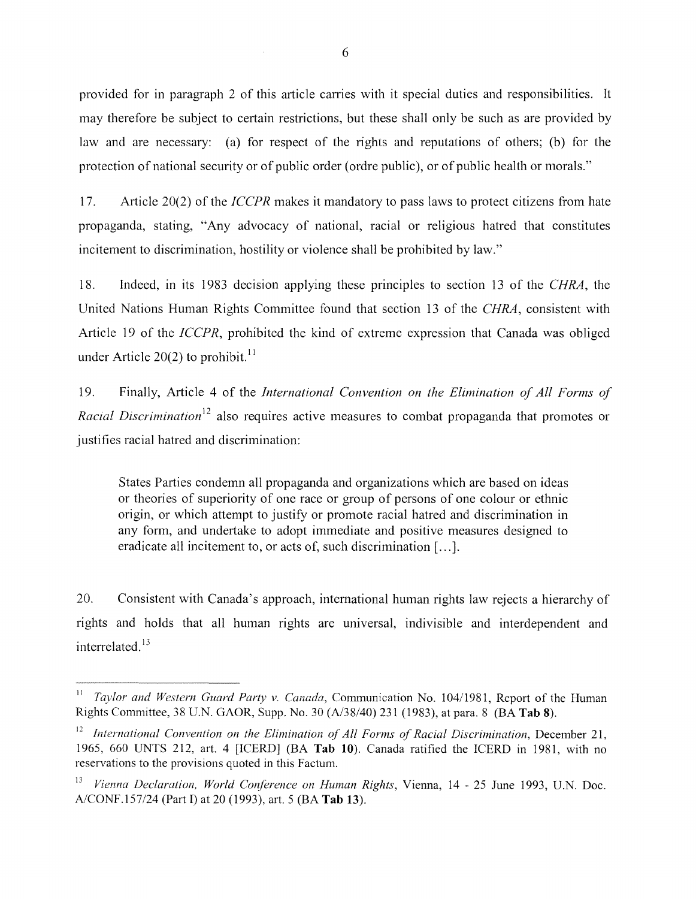provided for in paragraph 2 of this article carries with it special duties and responsibilities. It may therefore be subject to certain restrictions, but these shall only be such as are provided by law and are necessary: (a) for respect of the rights and reputations of others; (b) for the protection of national security or of public order (ordre public), or of public health or morals."

17. Article 20(2) of the *ICCPR* makes it mandatory to pass laws to protect citizens from hate propaganda, stating, "Any advocacy of national, racial or religious hatred that constitutes incitement to discrimination, hostility or violence shall be prohibited by law."

18. Indeed, in its 1983 decision applying these principles to section 13 of the *CHRA*, the United Nations Human Rights Committee found that section 13 of the *CHRA*, consistent with Article 19 of the *ICCPR*, prohibited the kind of extreme expression that Canada was obliged under Article 20(2) to prohibit.[11]

19. Finally, Article 4 of the *International Convention on the Elimination of All Forms of Racial Discrimination*[12] also requires active measures to combat propaganda that promotes or justifies racial hatred and discrimination:

> States Parties condemn all propaganda and organizations which are based on ideas or theories of superiority of one race or group of persons of one colour or ethnic origin, or which attempt to justify or promote racial hatred and discrimination in any form, and undertake to adopt immediate and positive measures designed to eradicate all incitement to, or acts of, such discrimination [...].

20. Consistent with Canada's approach, international human rights law rejects a hierarchy of rights and holds that all human rights are universal, indivisible and interdependent and interrelated.[13]

---

[11] *Taylor and Western Guard Party v. Canada*, Communication No. 104/1981, Report of the Human Rights Committee, 38 U.N. GAOR, Supp. No. 30 (A/38/40) 231 (1983), at para. 8 (BA **Tab 8**).

[12] *International Convention on the Elimination of All Forms of Racial Discrimination*, December 21, 1965, 660 UNTS 212, art. 4 [ICERD] (BA **Tab 10**). Canada ratified the ICERD in 1981, with no reservations to the provisions quoted in this Factum.

[13] *Vienna Declaration, World Conference on Human Rights*, Vienna, 14 - 25 June 1993, U.N. Doc. A/CONF.157/24 (Part I) at 20 (1993), art. 5 (BA **Tab 13**).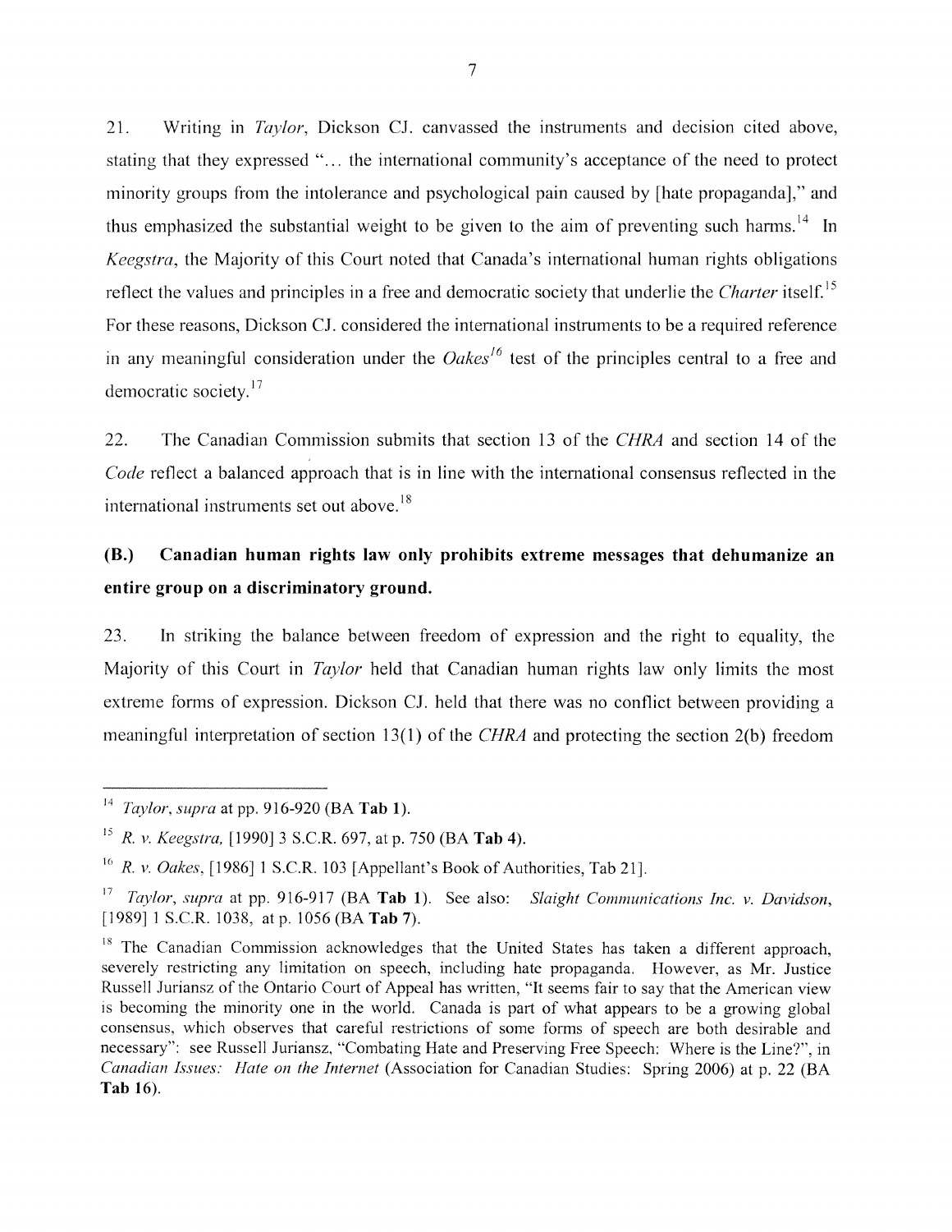21. Writing in *Taylor*, Dickson CJ. canvassed the instruments and decision cited above, stating that they expressed "... the international community's acceptance of the need to protect minority groups from the intolerance and psychological pain caused by [hate propaganda]," and thus emphasized the substantial weight to be given to the aim of preventing such harms.[14] In *Keegstra*, the Majority of this Court noted that Canada's international human rights obligations reflect the values and principles in a free and democratic society that underlie the *Charter* itself.[15] For these reasons, Dickson CJ. considered the international instruments to be a required reference in any meaningful consideration under the *Oakes*[16] test of the principles central to a free and democratic society.[17]

22. The Canadian Commission submits that section 13 of the *CHRA* and section 14 of the *Code* reflect a balanced approach that is in line with the international consensus reflected in the international instruments set out above.[18]

### (B.) Canadian human rights law only prohibits extreme messages that dehumanize an entire group on a discriminatory ground.

23. In striking the balance between freedom of expression and the right to equality, the Majority of this Court in *Taylor* held that Canadian human rights law only limits the most extreme forms of expression. Dickson CJ. held that there was no conflict between providing a meaningful interpretation of section 13(1) of the *CHRA* and protecting the section 2(b) freedom

---

[14] *Taylor, supra* at pp. 916-920 (BA **Tab 1**).

[15] *R. v. Keegstra,* [1990] 3 S.C.R. 697, at p. 750 (BA **Tab 4**).

[16] *R. v. Oakes*, [1986] 1 S.C.R. 103 [Appellant's Book of Authorities, Tab 21].

[17] *Taylor, supra* at pp. 916-917 (BA **Tab 1**). See also: *Slaight Communications Inc. v. Davidson*, [1989] 1 S.C.R. 1038, at p. 1056 (BA **Tab 7**).

[18] The Canadian Commission acknowledges that the United States has taken a different approach, severely restricting any limitation on speech, including hate propaganda. However, as Mr. Justice Russell Juriansz of the Ontario Court of Appeal has written, "It seems fair to say that the American view is becoming the minority one in the world. Canada is part of what appears to be a growing global consensus, which observes that careful restrictions of some forms of speech are both desirable and necessary": see Russell Juriansz, "Combating Hate and Preserving Free Speech: Where is the Line?", in *Canadian Issues: Hate on the Internet* (Association for Canadian Studies: Spring 2006) at p. 22 (BA **Tab 16**).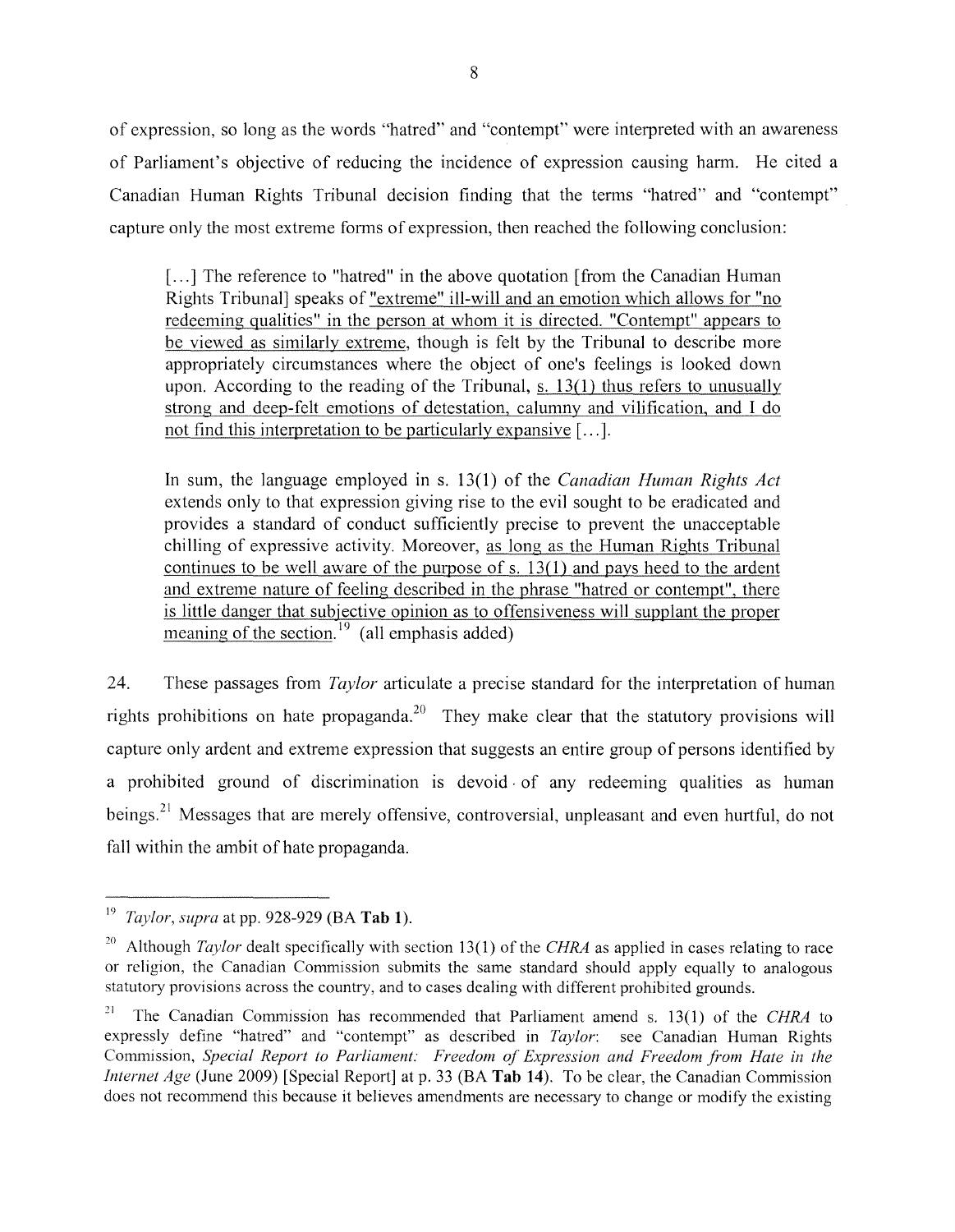of expression, so long as the words "hatred" and "contempt" were interpreted with an awareness of Parliament's objective of reducing the incidence of expression causing harm. He cited a Canadian Human Rights Tribunal decision finding that the terms "hatred" and "contempt" capture only the most extreme forms of expression, then reached the following conclusion:

> [...] The reference to "hatred" in the above quotation [from the Canadian Human Rights Tribunal] speaks of <u>"extreme" ill-will and an emotion which allows for "no redeeming qualities" in the person at whom it is directed. "Contempt" appears to be viewed as similarly extreme</u>, though is felt by the Tribunal to describe more appropriately circumstances where the object of one's feelings is looked down upon. According to the reading of the Tribunal, <u>s. 13(1) thus refers to unusually strong and deep-felt emotions of detestation, calumny and vilification, and I do not find this interpretation to be particularly expansive</u> [...].
>
> In sum, the language employed in s. 13(1) of the *Canadian Human Rights Act* extends only to that expression giving rise to the evil sought to be eradicated and provides a standard of conduct sufficiently precise to prevent the unacceptable chilling of expressive activity. Moreover, <u>as long as the Human Rights Tribunal continues to be well aware of the purpose of s. 13(1) and pays heed to the ardent and extreme nature of feeling described in the phrase "hatred or contempt", there is little danger that subjective opinion as to offensiveness will supplant the proper meaning of the section.</u>[19] (all emphasis added)

24. These passages from *Taylor* articulate a precise standard for the interpretation of human rights prohibitions on hate propaganda.[20] They make clear that the statutory provisions will capture only ardent and extreme expression that suggests an entire group of persons identified by a prohibited ground of discrimination is devoid of any redeeming qualities as human beings.[21] Messages that are merely offensive, controversial, unpleasant and even hurtful, do not fall within the ambit of hate propaganda.

---

[19] *Taylor*, *supra* at pp. 928-929 (BA **Tab 1**).

[20] Although *Taylor* dealt specifically with section 13(1) of the *CHRA* as applied in cases relating to race or religion, the Canadian Commission submits the same standard should apply equally to analogous statutory provisions across the country, and to cases dealing with different prohibited grounds.

[21] The Canadian Commission has recommended that Parliament amend s. 13(1) of the *CHRA* to expressly define "hatred" and "contempt" as described in *Taylor*: see Canadian Human Rights Commission, *Special Report to Parliament: Freedom of Expression and Freedom from Hate in the Internet Age* (June 2009) [Special Report] at p. 33 (BA **Tab 14**). To be clear, the Canadian Commission does not recommend this because it believes amendments are necessary to change or modify the existing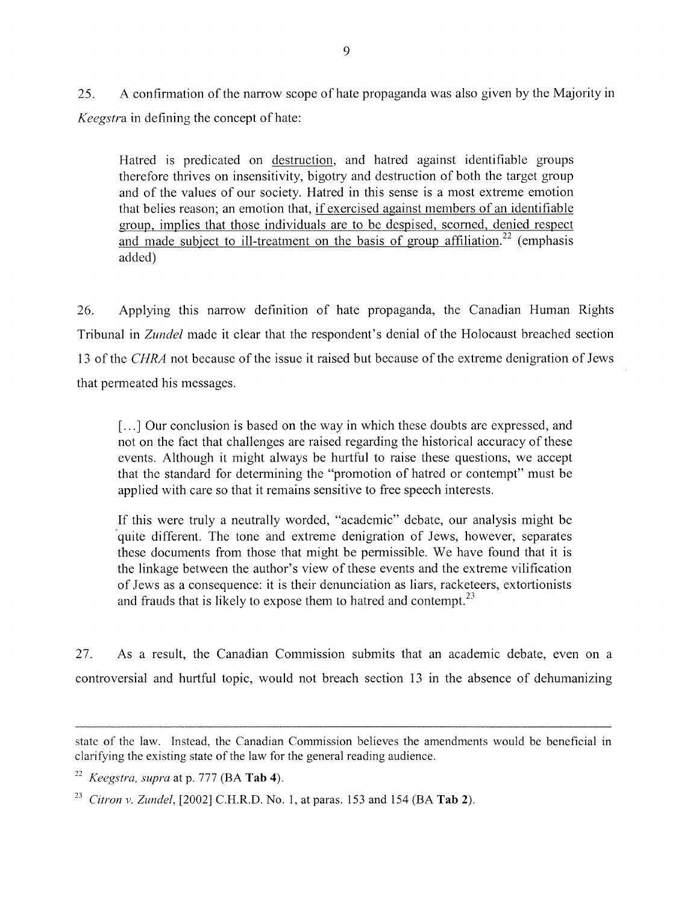25. A confirmation of the narrow scope of hate propaganda was also given by the Majority in *Keegstra* in defining the concept of hate:

> Hatred is predicated on <u>destruction</u>, and hatred against identifiable groups therefore thrives on insensitivity, bigotry and destruction of both the target group and of the values of our society. Hatred in this sense is a most extreme emotion that belies reason; an emotion that, <u>if exercised against members of an identifiable group, implies that those individuals are to be despised, scorned, denied respect and made subject to ill-treatment on the basis of group affiliation.</u>[22] (emphasis added)

26. Applying this narrow definition of hate propaganda, the Canadian Human Rights Tribunal in *Zundel* made it clear that the respondent's denial of the Holocaust breached section 13 of the *CHRA* not because of the issue it raised but because of the extreme denigration of Jews that permeated his messages.

> [...] Our conclusion is based on the way in which these doubts are expressed, and not on the fact that challenges are raised regarding the historical accuracy of these events. Although it might always be hurtful to raise these questions, we accept that the standard for determining the "promotion of hatred or contempt" must be applied with care so that it remains sensitive to free speech interests.
>
> If this were truly a neutrally worded, "academic" debate, our analysis might be quite different. The tone and extreme denigration of Jews, however, separates these documents from those that might be permissible. We have found that it is the linkage between the author's view of these events and the extreme vilification of Jews as a consequence: it is their denunciation as liars, racketeers, extortionists and frauds that is likely to expose them to hatred and contempt.[23]

27. As a result, the Canadian Commission submits that an academic debate, even on a controversial and hurtful topic, would not breach section 13 in the absence of dehumanizing

---

state of the law. Instead, the Canadian Commission believes the amendments would be beneficial in clarifying the existing state of the law for the general reading audience.

[22] *Keegstra, supra* at p. 777 (BA **Tab 4**).

[23] *Citron v. Zundel*, [2002] C.H.R.D. No. 1, at paras. 153 and 154 (BA **Tab 2**).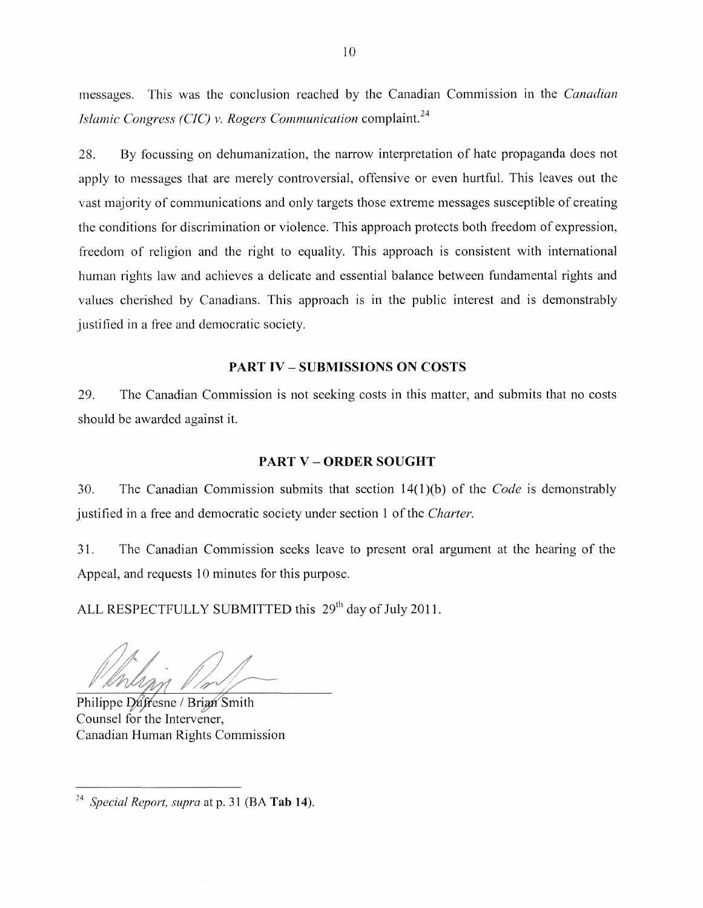messages. This was the conclusion reached by the Canadian Commission in the *Canadian Islamic Congress (CIC) v. Rogers Communication* complaint.[24]

28. By focussing on dehumanization, the narrow interpretation of hate propaganda does not apply to messages that are merely controversial, offensive or even hurtful. This leaves out the vast majority of communications and only targets those extreme messages susceptible of creating the conditions for discrimination or violence. This approach protects both freedom of expression, freedom of religion and the right to equality. This approach is consistent with international human rights law and achieves a delicate and essential balance between fundamental rights and values cherished by Canadians. This approach is in the public interest and is demonstrably justified in a free and democratic society.

## PART IV – SUBMISSIONS ON COSTS

29. The Canadian Commission is not seeking costs in this matter, and submits that no costs should be awarded against it.

## PART V – ORDER SOUGHT

30. The Canadian Commission submits that section 14(1)(b) of the *Code* is demonstrably justified in a free and democratic society under section 1 of the *Charter*.

31. The Canadian Commission seeks leave to present oral argument at the hearing of the Appeal, and requests 10 minutes for this purpose.

ALL RESPECTFULLY SUBMITTED this 29th day of July 2011.

Philippe Dufresne / Brian Smith
Counsel for the Intervener,
Canadian Human Rights Commission

---

[24] *Special Report, supra* at p. 31 (BA **Tab 14**).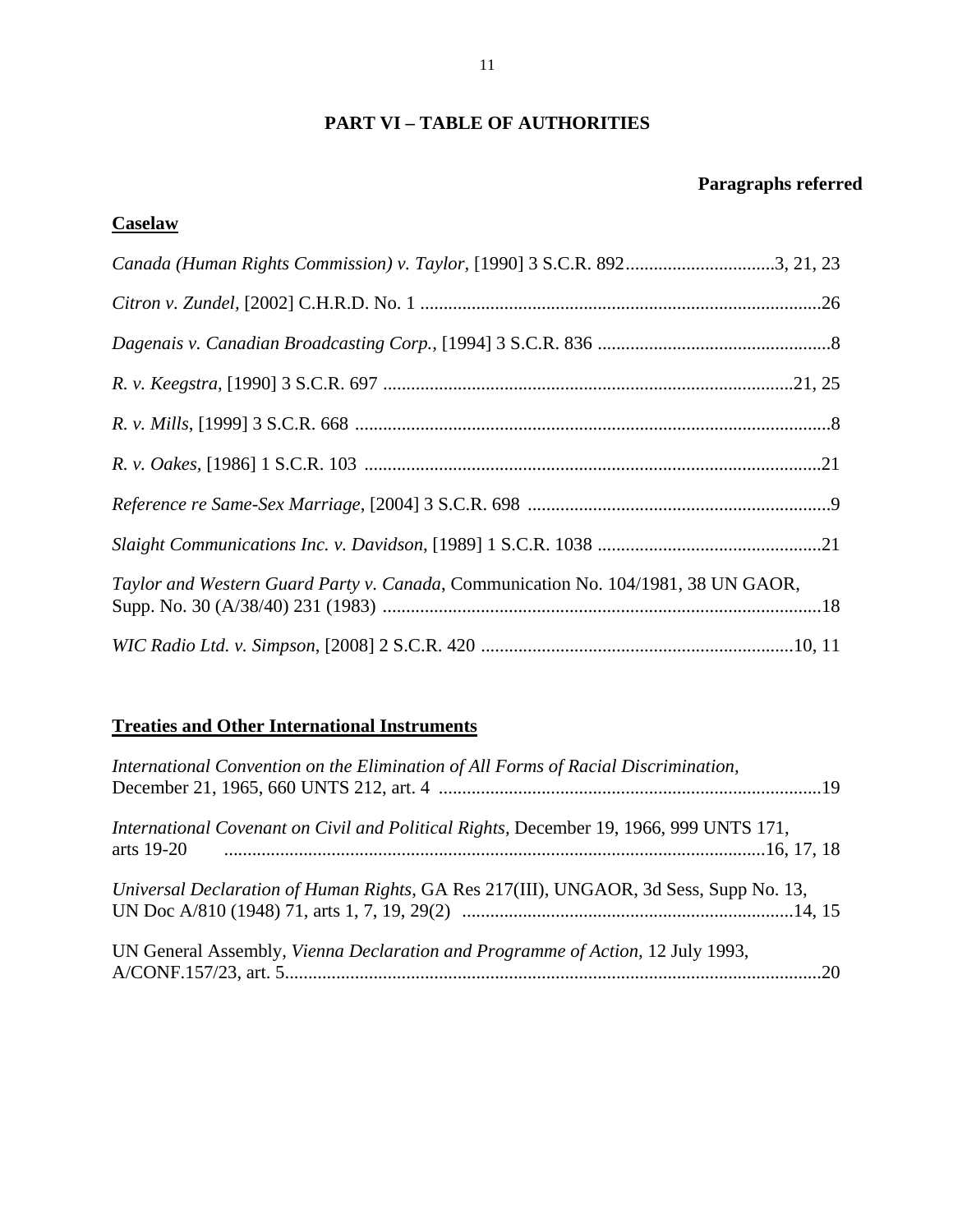## PART VI – TABLE OF AUTHORITIES

**Paragraphs referred**

**Caselaw**

*Canada (Human Rights Commission) v. Taylor*, [1990] 3 S.C.R. 892................................3, 21, 23

*Citron v. Zundel*, [2002] C.H.R.D. No. 1 .....................................................................................26

*Dagenais v. Canadian Broadcasting Corp.*, [1994] 3 S.C.R. 836 ..................................................8

*R. v. Keegstra*, [1990] 3 S.C.R. 697 .........................................................................................21, 25

*R. v. Mills*, [1999] 3 S.C.R. 668 ......................................................................................................8

*R. v. Oakes*, [1986] 1 S.C.R. 103 ..................................................................................................21

*Reference re Same-Sex Marriage*, [2004] 3 S.C.R. 698 .................................................................9

*Slaight Communications Inc. v. Davidson*, [1989] 1 S.C.R. 1038 ................................................21

*Taylor and Western Guard Party v. Canada*, Communication No. 104/1981, 38 UN GAOR, Supp. No. 30 (A/38/40) 231 (1983) .............................................................................................18

*WIC Radio Ltd. v. Simpson*, [2008] 2 S.C.R. 420 ..................................................................10, 11

**Treaties and Other International Instruments**

*International Convention on the Elimination of All Forms of Racial Discrimination*, December 21, 1965, 660 UNTS 212, art. 4 ..................................................................................19

*International Covenant on Civil and Political Rights*, December 19, 1966, 999 UNTS 171, arts 19-20 ....................................................................................................................16, 17, 18

*Universal Declaration of Human Rights*, GA Res 217(III), UNGAOR, 3d Sess, Supp No. 13, UN Doc A/810 (1948) 71, arts 1, 7, 19, 29(2) ......................................................................14, 15

UN General Assembly, *Vienna Declaration and Programme of Action*, 12 July 1993, A/CONF.157/23, art. 5....................................................................................................................20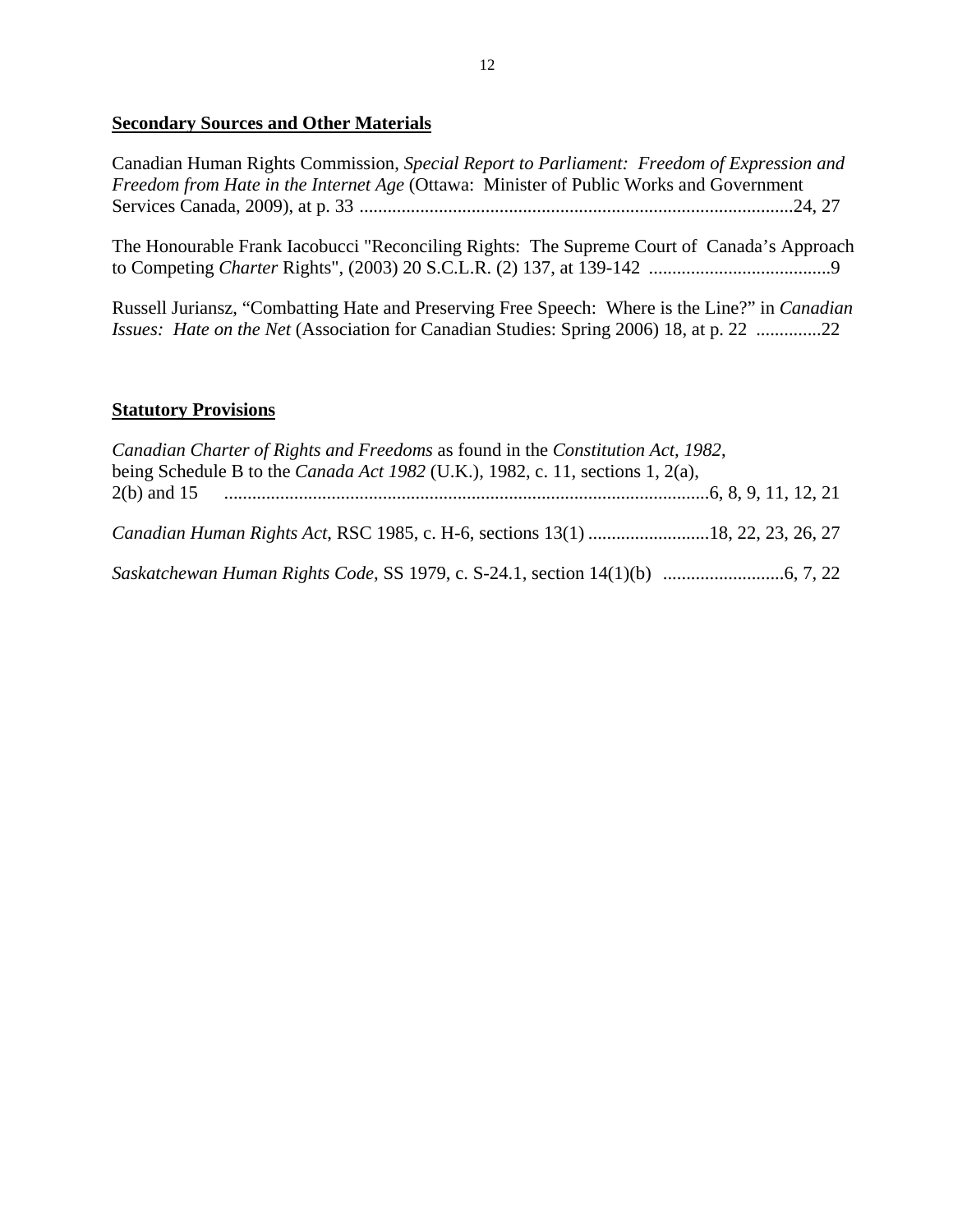## Secondary Sources and Other Materials

Canadian Human Rights Commission, *Special Report to Parliament: Freedom of Expression and Freedom from Hate in the Internet Age* (Ottawa: Minister of Public Works and Government Services Canada, 2009), at p. 33 ............................................................................................24, 27

The Honourable Frank Iacobucci "Reconciling Rights: The Supreme Court of Canada's Approach to Competing *Charter* Rights", (2003) 20 S.C.L.R. (2) 137, at 139-142 .......................................9

Russell Juriansz, "Combatting Hate and Preserving Free Speech: Where is the Line?" in *Canadian Issues: Hate on the Net* (Association for Canadian Studies: Spring 2006) 18, at p. 22 ..............22

## Statutory Provisions

*Canadian Charter of Rights and Freedoms* as found in the *Constitution Act, 1982*, being Schedule B to the *Canada Act 1982* (U.K.), 1982, c. 11, sections 1, 2(a), 2(b) and 15 ......................................................................................................6, 8, 9, 11, 12, 21

*Canadian Human Rights Act*, RSC 1985, c. H-6, sections 13(1) ..........................18, 22, 23, 26, 27

*Saskatchewan Human Rights Code*, SS 1979, c. S-24.1, section 14(1)(b) ..........................6, 7, 22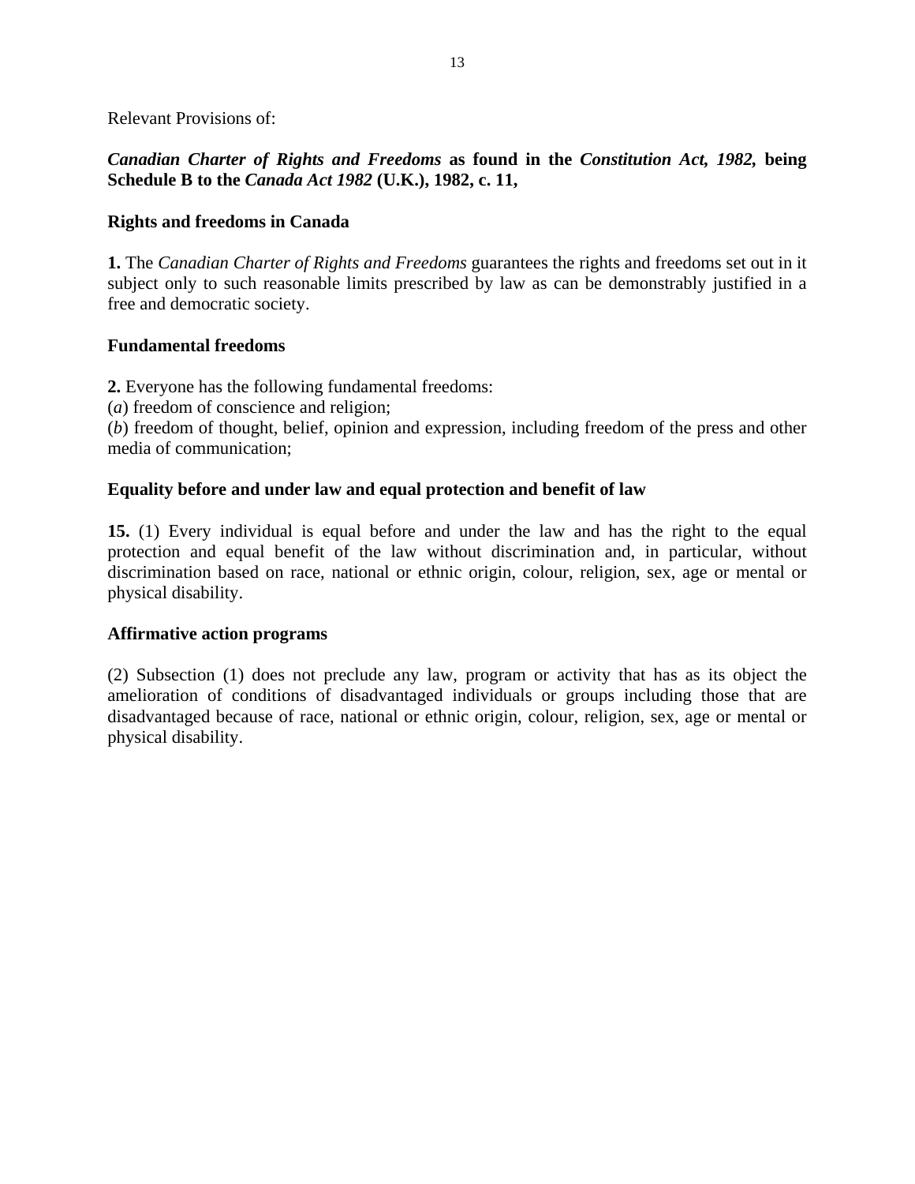Relevant Provisions of:

***Canadian Charter of Rights and Freedoms* as found in the *Constitution Act, 1982,* being Schedule B to the *Canada Act 1982* (U.K.), 1982, c. 11,**

**Rights and freedoms in Canada**

**1.** The *Canadian Charter of Rights and Freedoms* guarantees the rights and freedoms set out in it subject only to such reasonable limits prescribed by law as can be demonstrably justified in a free and democratic society.

**Fundamental freedoms**

**2.** Everyone has the following fundamental freedoms:
(*a*) freedom of conscience and religion;
(*b*) freedom of thought, belief, opinion and expression, including freedom of the press and other media of communication;

**Equality before and under law and equal protection and benefit of law**

**15.** (1) Every individual is equal before and under the law and has the right to the equal protection and equal benefit of the law without discrimination and, in particular, without discrimination based on race, national or ethnic origin, colour, religion, sex, age or mental or physical disability.

**Affirmative action programs**

(2) Subsection (1) does not preclude any law, program or activity that has as its object the amelioration of conditions of disadvantaged individuals or groups including those that are disadvantaged because of race, national or ethnic origin, colour, religion, sex, age or mental or physical disability.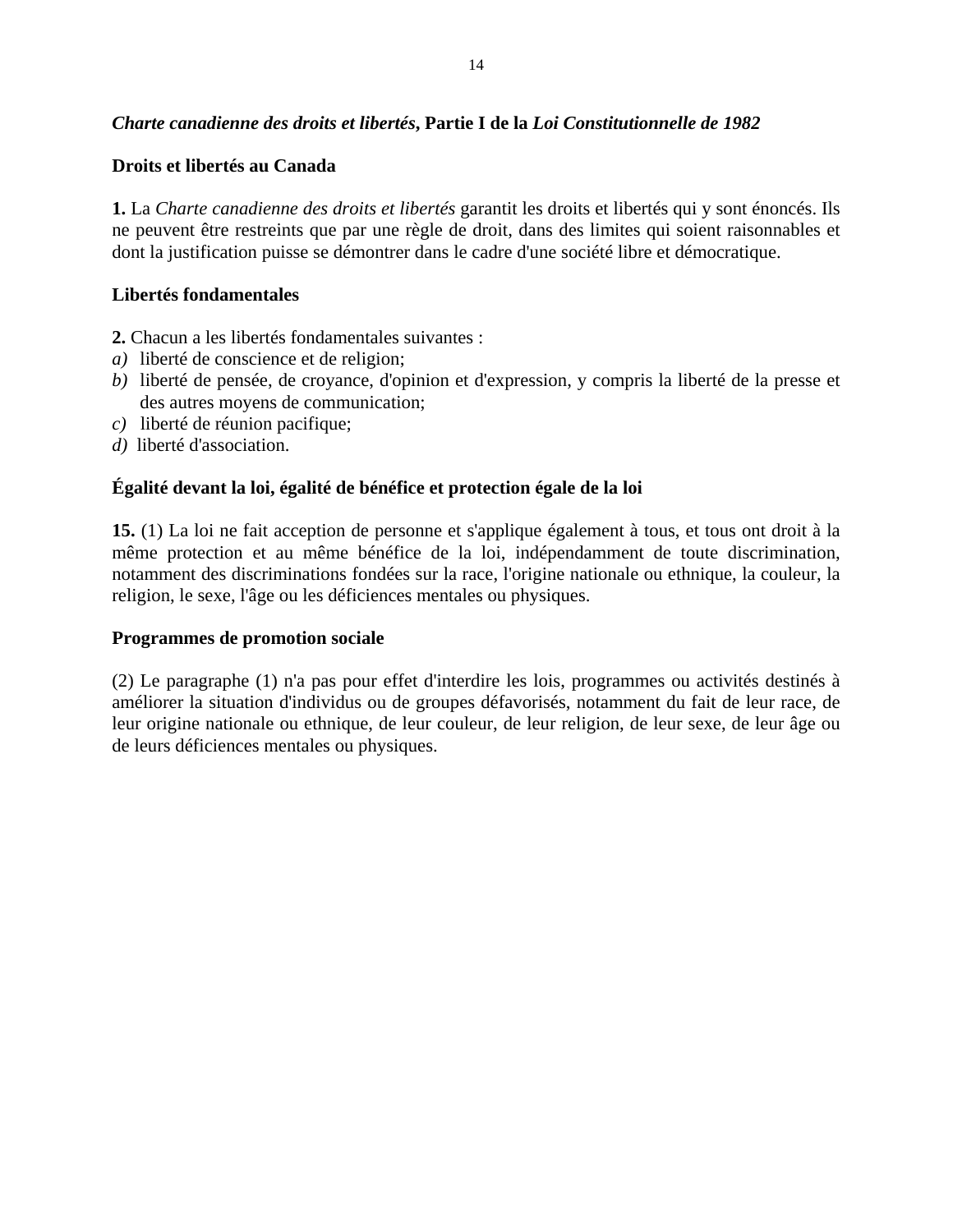**_Charte canadienne des droits et libertés_, Partie I de la _Loi Constitutionnelle de 1982_**

**Droits et libertés au Canada**

**1.** La *Charte canadienne des droits et libertés* garantit les droits et libertés qui y sont énoncés. Ils ne peuvent être restreints que par une règle de droit, dans des limites qui soient raisonnables et dont la justification puisse se démontrer dans le cadre d'une société libre et démocratique.

**Libertés fondamentales**

**2.** Chacun a les libertés fondamentales suivantes :

*a)* liberté de conscience et de religion;
*b)* liberté de pensée, de croyance, d'opinion et d'expression, y compris la liberté de la presse et des autres moyens de communication;
*c)* liberté de réunion pacifique;
*d)* liberté d'association.

**Égalité devant la loi, égalité de bénéfice et protection égale de la loi**

**15.** (1) La loi ne fait acception de personne et s'applique également à tous, et tous ont droit à la même protection et au même bénéfice de la loi, indépendamment de toute discrimination, notamment des discriminations fondées sur la race, l'origine nationale ou ethnique, la couleur, la religion, le sexe, l'âge ou les déficiences mentales ou physiques.

**Programmes de promotion sociale**

(2) Le paragraphe (1) n'a pas pour effet d'interdire les lois, programmes ou activités destinés à améliorer la situation d'individus ou de groupes défavorisés, notamment du fait de leur race, de leur origine nationale ou ethnique, de leur couleur, de leur religion, de leur sexe, de leur âge ou de leurs déficiences mentales ou physiques.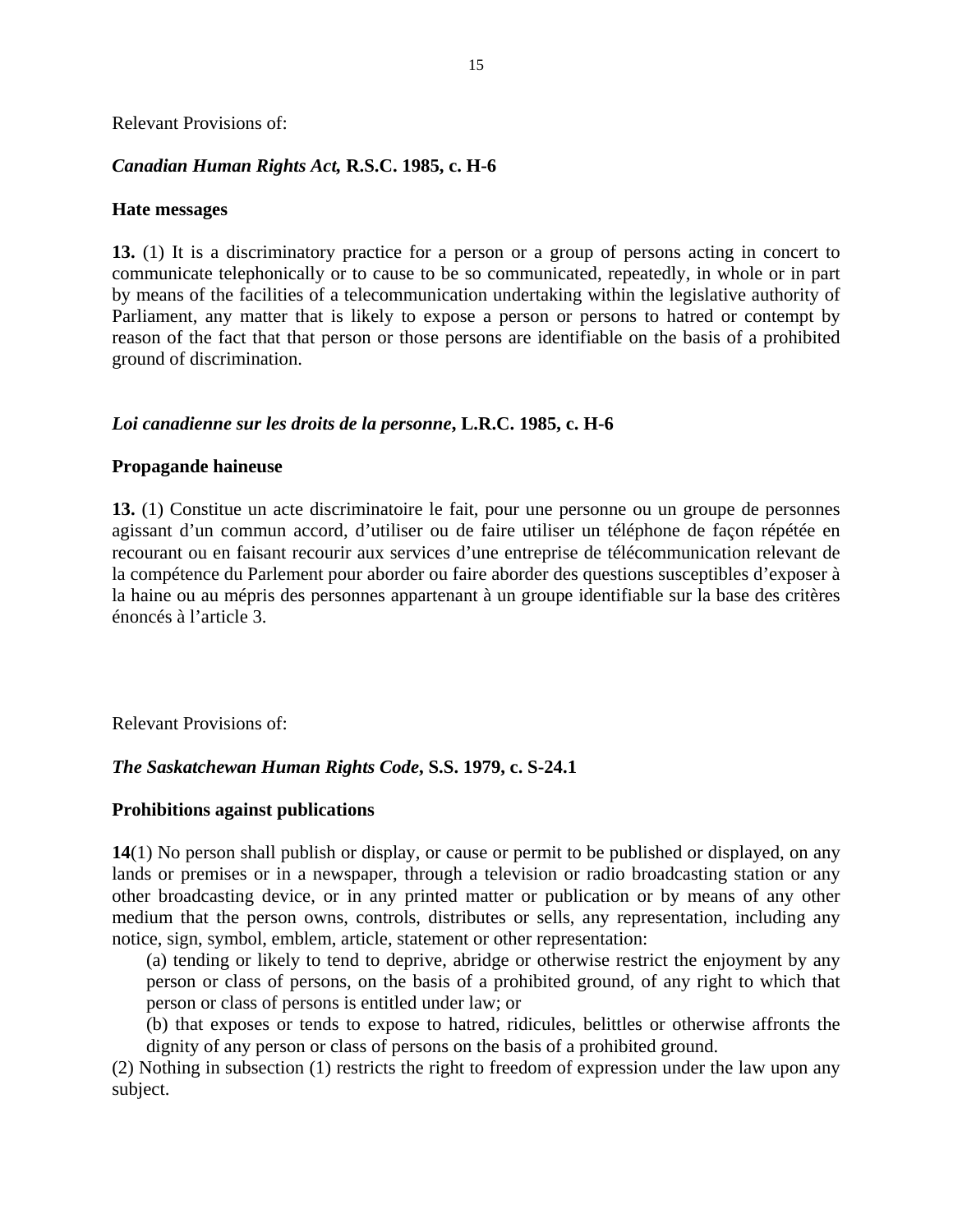Relevant Provisions of:

***Canadian Human Rights Act*, R.S.C. 1985, c. H-6**

**Hate messages**

**13.** (1) It is a discriminatory practice for a person or a group of persons acting in concert to communicate telephonically or to cause to be so communicated, repeatedly, in whole or in part by means of the facilities of a telecommunication undertaking within the legislative authority of Parliament, any matter that is likely to expose a person or persons to hatred or contempt by reason of the fact that that person or those persons are identifiable on the basis of a prohibited ground of discrimination.

***Loi canadienne sur les droits de la personne*, L.R.C. 1985, c. H-6**

**Propagande haineuse**

**13.** (1) Constitue un acte discriminatoire le fait, pour une personne ou un groupe de personnes agissant d'un commun accord, d'utiliser ou de faire utiliser un téléphone de façon répétée en recourant ou en faisant recourir aux services d'une entreprise de télécommunication relevant de la compétence du Parlement pour aborder ou faire aborder des questions susceptibles d'exposer à la haine ou au mépris des personnes appartenant à un groupe identifiable sur la base des critères énoncés à l'article 3.

Relevant Provisions of:

***The Saskatchewan Human Rights Code*, S.S. 1979, c. S-24.1**

**Prohibitions against publications**

**14**(1) No person shall publish or display, or cause or permit to be published or displayed, on any lands or premises or in a newspaper, through a television or radio broadcasting station or any other broadcasting device, or in any printed matter or publication or by means of any other medium that the person owns, controls, distributes or sells, any representation, including any notice, sign, symbol, emblem, article, statement or other representation:

(a) tending or likely to tend to deprive, abridge or otherwise restrict the enjoyment by any person or class of persons, on the basis of a prohibited ground, of any right to which that person or class of persons is entitled under law; or

(b) that exposes or tends to expose to hatred, ridicules, belittles or otherwise affronts the dignity of any person or class of persons on the basis of a prohibited ground.

(2) Nothing in subsection (1) restricts the right to freedom of expression under the law upon any subject.